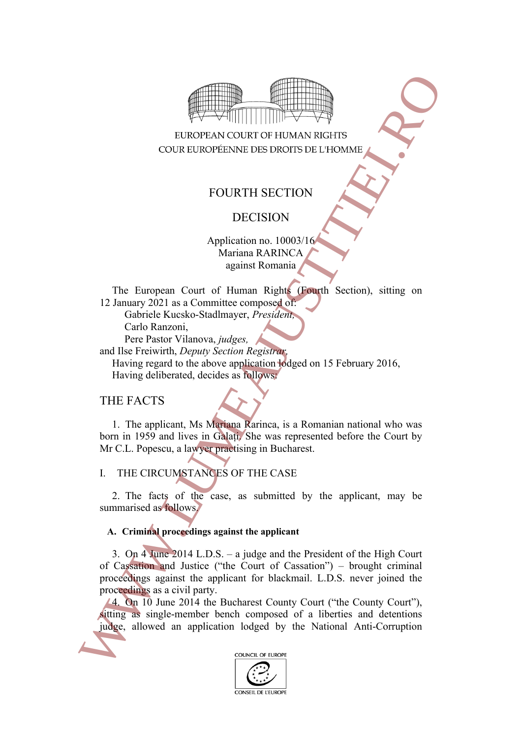EUROPEAN COURT OF HUMAN RIGHTS
COUR EUROPÉENNE DES DROITS DE L'HOMME

# FOURTH SECTION

# DECISION

Application no. 10003/16
Mariana RARINCA
against Romania

The European Court of Human Rights (Fourth Section), sitting on 12 January 2021 as a Committee composed of:
Gabriele Kucsko-Stadlmayer, *President,*
Carlo Ranzoni,
Pere Pastor Vilanova, *judges,*
and Ilse Freiwirth, *Deputy Section Registrar,*
Having regard to the above application lodged on 15 February 2016,
Having deliberated, decides as follows:

## THE FACTS

1. The applicant, Ms Mariana Rarinca, is a Romanian national who was born in 1959 and lives in Galați. She was represented before the Court by Mr C.L. Popescu, a lawyer practising in Bucharest.

### I. THE CIRCUMSTANCES OF THE CASE

2. The facts of the case, as submitted by the applicant, may be summarised as follows.

#### A. Criminal proceedings against the applicant

3. On 4 June 2014 L.D.S. – a judge and the President of the High Court of Cassation and Justice ("the Court of Cassation") – brought criminal proceedings against the applicant for blackmail. L.D.S. never joined the proceedings as a civil party.

4. On 10 June 2014 the Bucharest County Court ("the County Court"), sitting as single-member bench composed of a liberties and detentions judge, allowed an application lodged by the National Anti-Corruption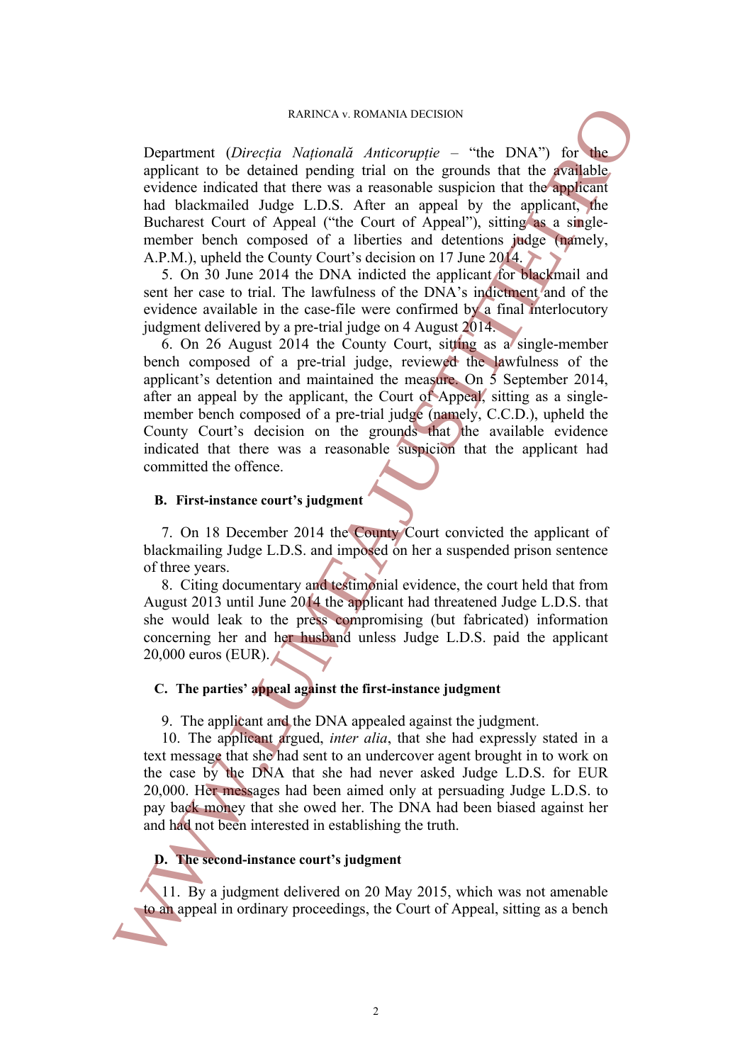Department (*Direcția Națională Anticorupție* – "the DNA") for the applicant to be detained pending trial on the grounds that the available evidence indicated that there was a reasonable suspicion that the applicant had blackmailed Judge L.D.S. After an appeal by the applicant, the Bucharest Court of Appeal ("the Court of Appeal"), sitting as a single-member bench composed of a liberties and detentions judge (namely, A.P.M.), upheld the County Court's decision on 17 June 2014.

5. On 30 June 2014 the DNA indicted the applicant for blackmail and sent her case to trial. The lawfulness of the DNA's indictment and of the evidence available in the case-file were confirmed by a final interlocutory judgment delivered by a pre-trial judge on 4 August 2014.

6. On 26 August 2014 the County Court, sitting as a single-member bench composed of a pre-trial judge, reviewed the lawfulness of the applicant's detention and maintained the measure. On 5 September 2014, after an appeal by the applicant, the Court of Appeal, sitting as a single-member bench composed of a pre-trial judge (namely, C.C.D.), upheld the County Court's decision on the grounds that the available evidence indicated that there was a reasonable suspicion that the applicant had committed the offence.

### B. First-instance court's judgment

7. On 18 December 2014 the County Court convicted the applicant of blackmailing Judge L.D.S. and imposed on her a suspended prison sentence of three years.

8. Citing documentary and testimonial evidence, the court held that from August 2013 until June 2014 the applicant had threatened Judge L.D.S. that she would leak to the press compromising (but fabricated) information concerning her and her husband unless Judge L.D.S. paid the applicant 20,000 euros (EUR).

### C. The parties' appeal against the first-instance judgment

9. The applicant and the DNA appealed against the judgment.

10. The applicant argued, *inter alia*, that she had expressly stated in a text message that she had sent to an undercover agent brought in to work on the case by the DNA that she had never asked Judge L.D.S. for EUR 20,000. Her messages had been aimed only at persuading Judge L.D.S. to pay back money that she owed her. The DNA had been biased against her and had not been interested in establishing the truth.

### D. The second-instance court's judgment

11. By a judgment delivered on 20 May 2015, which was not amenable to an appeal in ordinary proceedings, the Court of Appeal, sitting as a bench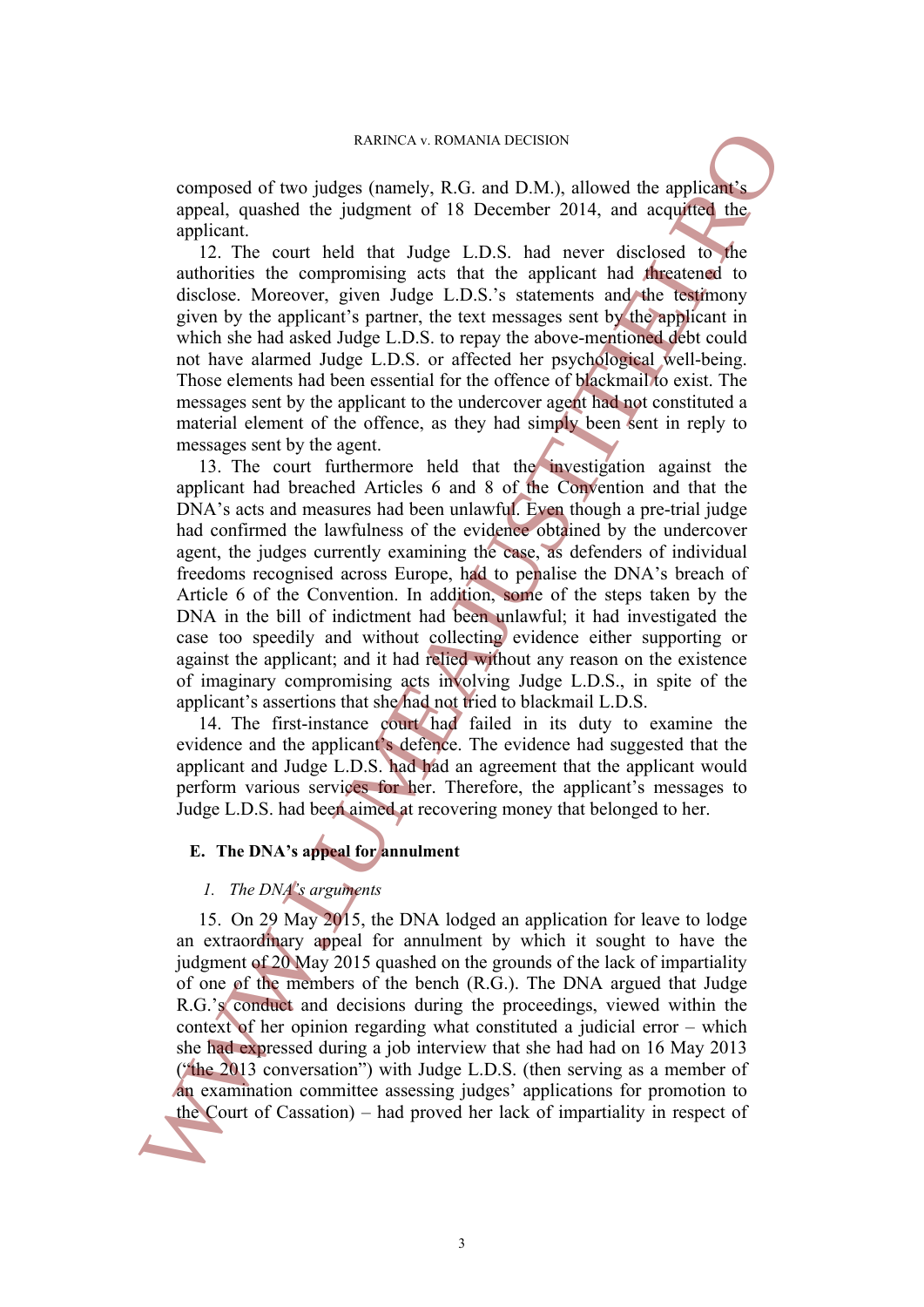composed of two judges (namely, R.G. and D.M.), allowed the applicant's appeal, quashed the judgment of 18 December 2014, and acquitted the applicant.

12. The court held that Judge L.D.S. had never disclosed to the authorities the compromising acts that the applicant had threatened to disclose. Moreover, given Judge L.D.S.'s statements and the testimony given by the applicant's partner, the text messages sent by the applicant in which she had asked Judge L.D.S. to repay the above-mentioned debt could not have alarmed Judge L.D.S. or affected her psychological well-being. Those elements had been essential for the offence of blackmail to exist. The messages sent by the applicant to the undercover agent had not constituted a material element of the offence, as they had simply been sent in reply to messages sent by the agent.

13. The court furthermore held that the investigation against the applicant had breached Articles 6 and 8 of the Convention and that the DNA's acts and measures had been unlawful. Even though a pre-trial judge had confirmed the lawfulness of the evidence obtained by the undercover agent, the judges currently examining the case, as defenders of individual freedoms recognised across Europe, had to penalise the DNA's breach of Article 6 of the Convention. In addition, some of the steps taken by the DNA in the bill of indictment had been unlawful; it had investigated the case too speedily and without collecting evidence either supporting or against the applicant; and it had relied without any reason on the existence of imaginary compromising acts involving Judge L.D.S., in spite of the applicant's assertions that she had not tried to blackmail L.D.S.

14. The first-instance court had failed in its duty to examine the evidence and the applicant's defence. The evidence had suggested that the applicant and Judge L.D.S. had had an agreement that the applicant would perform various services for her. Therefore, the applicant's messages to Judge L.D.S. had been aimed at recovering money that belonged to her.

### E. The DNA's appeal for annulment

#### *1. The DNA's arguments*

15. On 29 May 2015, the DNA lodged an application for leave to lodge an extraordinary appeal for annulment by which it sought to have the judgment of 20 May 2015 quashed on the grounds of the lack of impartiality of one of the members of the bench (R.G.). The DNA argued that Judge R.G.'s conduct and decisions during the proceedings, viewed within the context of her opinion regarding what constituted a judicial error – which she had expressed during a job interview that she had had on 16 May 2013 ("the 2013 conversation") with Judge L.D.S. (then serving as a member of an examination committee assessing judges' applications for promotion to the Court of Cassation) – had proved her lack of impartiality in respect of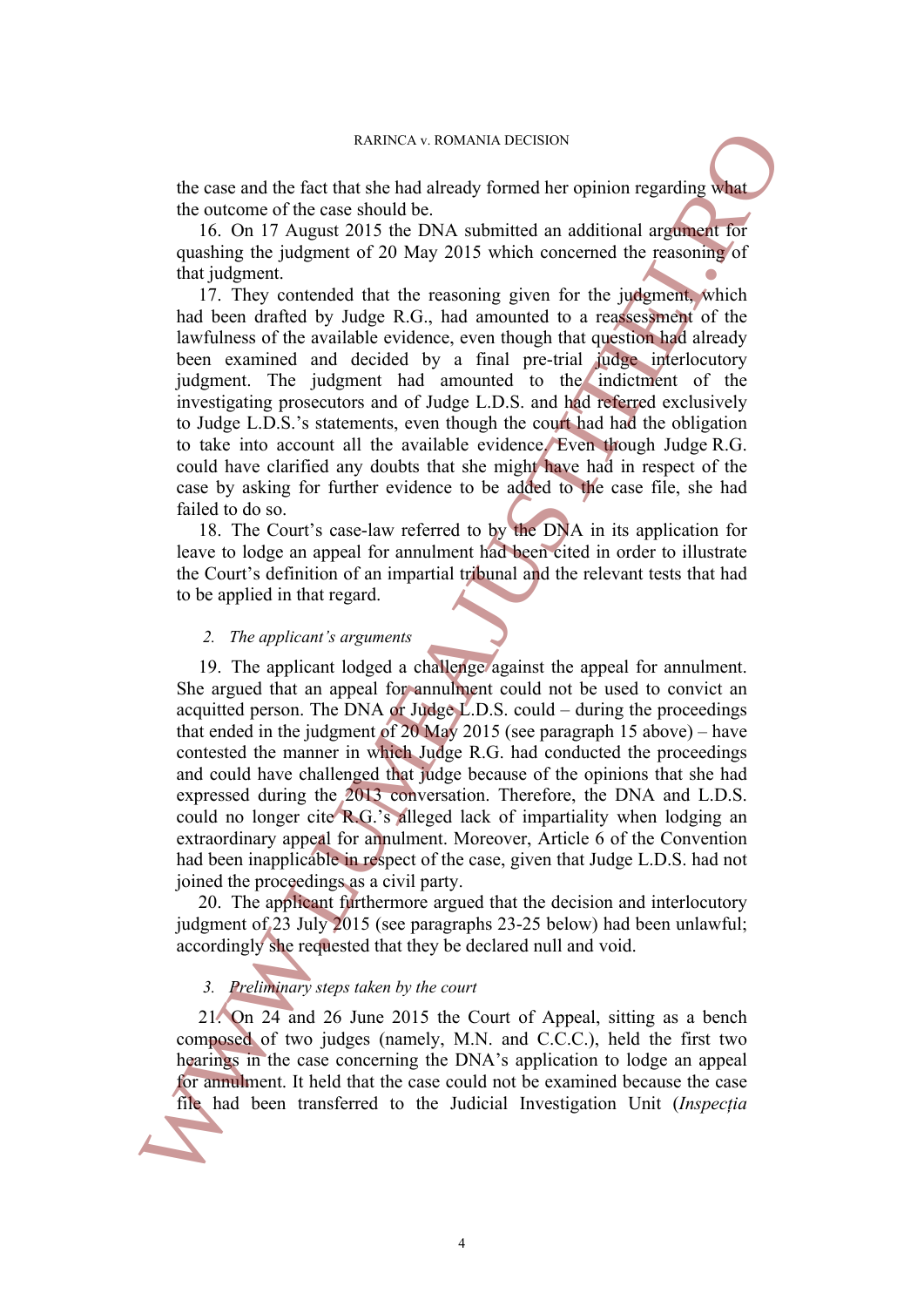the case and the fact that she had already formed her opinion regarding what the outcome of the case should be.

16. On 17 August 2015 the DNA submitted an additional argument for quashing the judgment of 20 May 2015 which concerned the reasoning of that judgment.

17. They contended that the reasoning given for the judgment, which had been drafted by Judge R.G., had amounted to a reassessment of the lawfulness of the available evidence, even though that question had already been examined and decided by a final pre-trial judge interlocutory judgment. The judgment had amounted to the indictment of the investigating prosecutors and of Judge L.D.S. and had referred exclusively to Judge L.D.S.'s statements, even though the court had had the obligation to take into account all the available evidence. Even though Judge R.G. could have clarified any doubts that she might have had in respect of the case by asking for further evidence to be added to the case file, she had failed to do so.

18. The Court's case-law referred to by the DNA in its application for leave to lodge an appeal for annulment had been cited in order to illustrate the Court's definition of an impartial tribunal and the relevant tests that had to be applied in that regard.

*2. The applicant's arguments*

19. The applicant lodged a challenge against the appeal for annulment. She argued that an appeal for annulment could not be used to convict an acquitted person. The DNA or Judge L.D.S. could – during the proceedings that ended in the judgment of 20 May 2015 (see paragraph 15 above) – have contested the manner in which Judge R.G. had conducted the proceedings and could have challenged that judge because of the opinions that she had expressed during the 2013 conversation. Therefore, the DNA and L.D.S. could no longer cite R.G.'s alleged lack of impartiality when lodging an extraordinary appeal for annulment. Moreover, Article 6 of the Convention had been inapplicable in respect of the case, given that Judge L.D.S. had not joined the proceedings as a civil party.

20. The applicant furthermore argued that the decision and interlocutory judgment of 23 July 2015 (see paragraphs 23-25 below) had been unlawful; accordingly she requested that they be declared null and void.

*3. Preliminary steps taken by the court*

21. On 24 and 26 June 2015 the Court of Appeal, sitting as a bench composed of two judges (namely, M.N. and C.C.C.), held the first two hearings in the case concerning the DNA's application to lodge an appeal for annulment. It held that the case could not be examined because the case file had been transferred to the Judicial Investigation Unit (*Inspecția*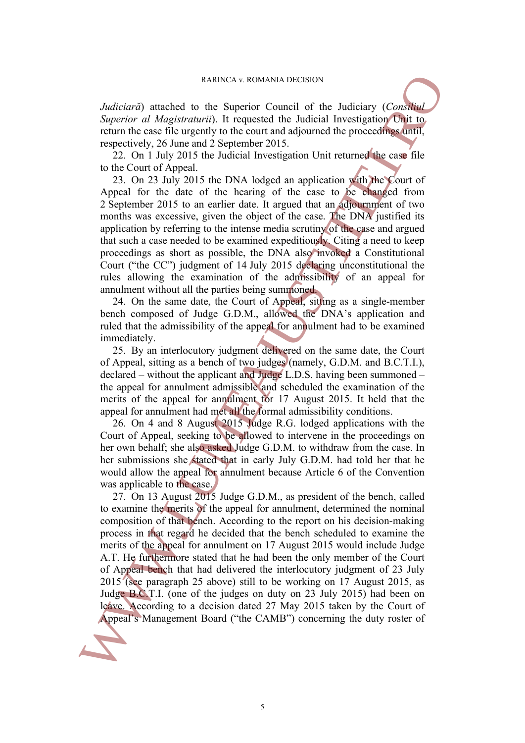*Judiciară*) attached to the Superior Council of the Judiciary (*Consiliul Superior al Magistraturii*). It requested the Judicial Investigation Unit to return the case file urgently to the court and adjourned the proceedings until, respectively, 26 June and 2 September 2015.

22. On 1 July 2015 the Judicial Investigation Unit returned the case file to the Court of Appeal.

23. On 23 July 2015 the DNA lodged an application with the Court of Appeal for the date of the hearing of the case to be changed from 2 September 2015 to an earlier date. It argued that an adjournment of two months was excessive, given the object of the case. The DNA justified its application by referring to the intense media scrutiny of the case and argued that such a case needed to be examined expeditiously. Citing a need to keep proceedings as short as possible, the DNA also invoked a Constitutional Court ("the CC") judgment of 14 July 2015 declaring unconstitutional the rules allowing the examination of the admissibility of an appeal for annulment without all the parties being summoned.

24. On the same date, the Court of Appeal, sitting as a single-member bench composed of Judge G.D.M., allowed the DNA's application and ruled that the admissibility of the appeal for annulment had to be examined immediately.

25. By an interlocutory judgment delivered on the same date, the Court of Appeal, sitting as a bench of two judges (namely, G.D.M. and B.C.T.I.), declared – without the applicant and Judge L.D.S. having been summoned – the appeal for annulment admissible and scheduled the examination of the merits of the appeal for annulment for 17 August 2015. It held that the appeal for annulment had met all the formal admissibility conditions.

26. On 4 and 8 August 2015 Judge R.G. lodged applications with the Court of Appeal, seeking to be allowed to intervene in the proceedings on her own behalf; she also asked Judge G.D.M. to withdraw from the case. In her submissions she stated that in early July G.D.M. had told her that he would allow the appeal for annulment because Article 6 of the Convention was applicable to the case.

27. On 13 August 2015 Judge G.D.M., as president of the bench, called to examine the merits of the appeal for annulment, determined the nominal composition of that bench. According to the report on his decision-making process in that regard he decided that the bench scheduled to examine the merits of the appeal for annulment on 17 August 2015 would include Judge A.T. He furthermore stated that he had been the only member of the Court of Appeal bench that had delivered the interlocutory judgment of 23 July 2015 (see paragraph 25 above) still to be working on 17 August 2015, as Judge B.C.T.I. (one of the judges on duty on 23 July 2015) had been on leave. According to a decision dated 27 May 2015 taken by the Court of Appeal's Management Board ("the CAMB") concerning the duty roster of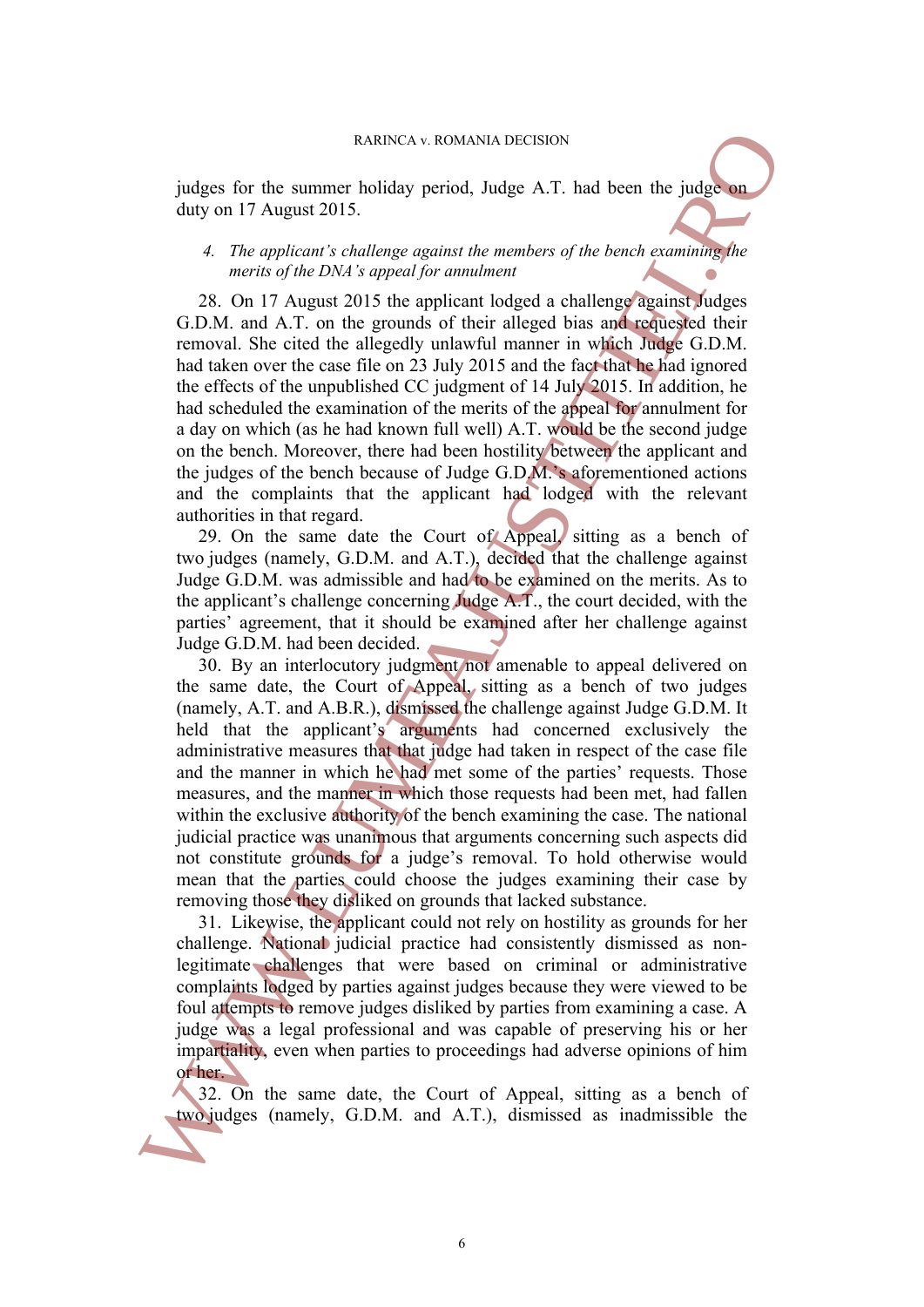judges for the summer holiday period, Judge A.T. had been the judge on duty on 17 August 2015.

*4. The applicant's challenge against the members of the bench examining the merits of the DNA's appeal for annulment*

28. On 17 August 2015 the applicant lodged a challenge against Judges G.D.M. and A.T. on the grounds of their alleged bias and requested their removal. She cited the allegedly unlawful manner in which Judge G.D.M. had taken over the case file on 23 July 2015 and the fact that he had ignored the effects of the unpublished CC judgment of 14 July 2015. In addition, he had scheduled the examination of the merits of the appeal for annulment for a day on which (as he had known full well) A.T. would be the second judge on the bench. Moreover, there had been hostility between the applicant and the judges of the bench because of Judge G.D.M.'s aforementioned actions and the complaints that the applicant had lodged with the relevant authorities in that regard.

29. On the same date the Court of Appeal, sitting as a bench of two judges (namely, G.D.M. and A.T.), decided that the challenge against Judge G.D.M. was admissible and had to be examined on the merits. As to the applicant's challenge concerning Judge A.T., the court decided, with the parties' agreement, that it should be examined after her challenge against Judge G.D.M. had been decided.

30. By an interlocutory judgment not amenable to appeal delivered on the same date, the Court of Appeal, sitting as a bench of two judges (namely, A.T. and A.B.R.), dismissed the challenge against Judge G.D.M. It held that the applicant's arguments had concerned exclusively the administrative measures that that judge had taken in respect of the case file and the manner in which he had met some of the parties' requests. Those measures, and the manner in which those requests had been met, had fallen within the exclusive authority of the bench examining the case. The national judicial practice was unanimous that arguments concerning such aspects did not constitute grounds for a judge's removal. To hold otherwise would mean that the parties could choose the judges examining their case by removing those they disliked on grounds that lacked substance.

31. Likewise, the applicant could not rely on hostility as grounds for her challenge. National judicial practice had consistently dismissed as non-legitimate challenges that were based on criminal or administrative complaints lodged by parties against judges because they were viewed to be foul attempts to remove judges disliked by parties from examining a case. A judge was a legal professional and was capable of preserving his or her impartiality, even when parties to proceedings had adverse opinions of him or her.

32. On the same date, the Court of Appeal, sitting as a bench of two judges (namely, G.D.M. and A.T.), dismissed as inadmissible the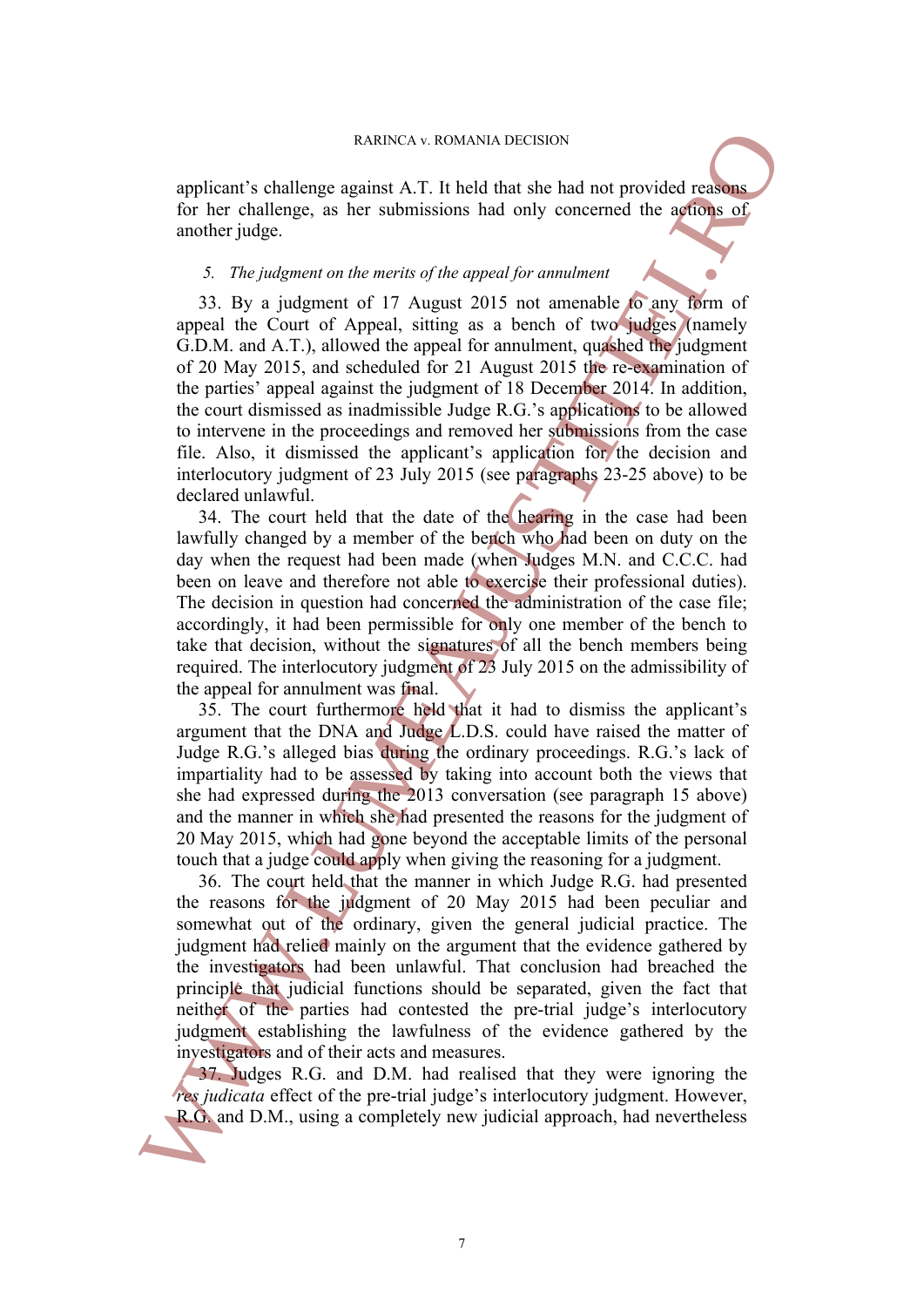applicant's challenge against A.T. It held that she had not provided reasons for her challenge, as her submissions had only concerned the actions of another judge.

*5. The judgment on the merits of the appeal for annulment*

33. By a judgment of 17 August 2015 not amenable to any form of appeal the Court of Appeal, sitting as a bench of two judges (namely G.D.M. and A.T.), allowed the appeal for annulment, quashed the judgment of 20 May 2015, and scheduled for 21 August 2015 the re-examination of the parties' appeal against the judgment of 18 December 2014. In addition, the court dismissed as inadmissible Judge R.G.'s applications to be allowed to intervene in the proceedings and removed her submissions from the case file. Also, it dismissed the applicant's application for the decision and interlocutory judgment of 23 July 2015 (see paragraphs 23-25 above) to be declared unlawful.

34. The court held that the date of the hearing in the case had been lawfully changed by a member of the bench who had been on duty on the day when the request had been made (when Judges M.N. and C.C.C. had been on leave and therefore not able to exercise their professional duties). The decision in question had concerned the administration of the case file; accordingly, it had been permissible for only one member of the bench to take that decision, without the signatures of all the bench members being required. The interlocutory judgment of 23 July 2015 on the admissibility of the appeal for annulment was final.

35. The court furthermore held that it had to dismiss the applicant's argument that the DNA and Judge L.D.S. could have raised the matter of Judge R.G.'s alleged bias during the ordinary proceedings. R.G.'s lack of impartiality had to be assessed by taking into account both the views that she had expressed during the 2013 conversation (see paragraph 15 above) and the manner in which she had presented the reasons for the judgment of 20 May 2015, which had gone beyond the acceptable limits of the personal touch that a judge could apply when giving the reasoning for a judgment.

36. The court held that the manner in which Judge R.G. had presented the reasons for the judgment of 20 May 2015 had been peculiar and somewhat out of the ordinary, given the general judicial practice. The judgment had relied mainly on the argument that the evidence gathered by the investigators had been unlawful. That conclusion had breached the principle that judicial functions should be separated, given the fact that neither of the parties had contested the pre-trial judge's interlocutory judgment establishing the lawfulness of the evidence gathered by the investigators and of their acts and measures.

37. Judges R.G. and D.M. had realised that they were ignoring the *res judicata* effect of the pre-trial judge's interlocutory judgment. However, R.G. and D.M., using a completely new judicial approach, had nevertheless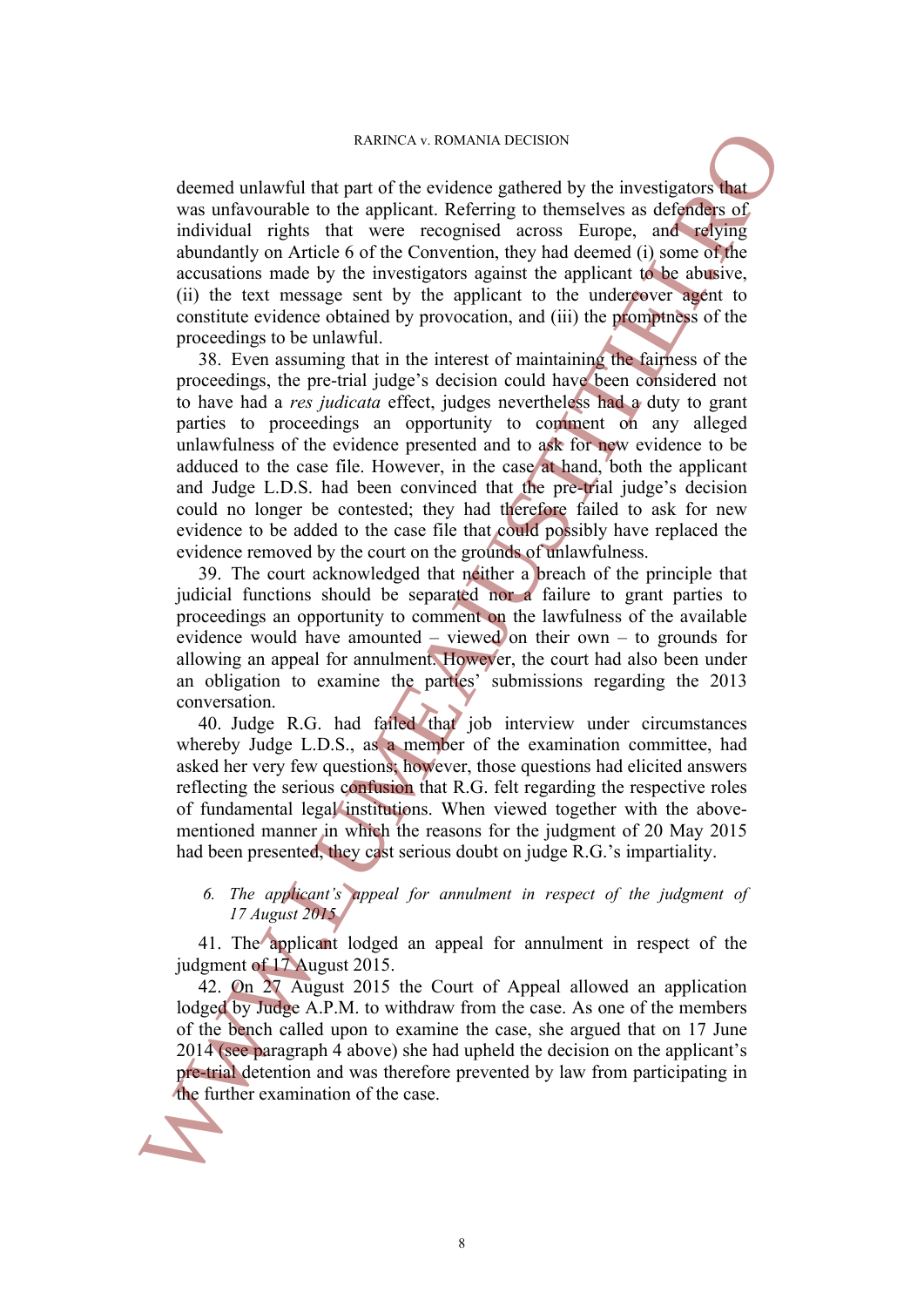deemed unlawful that part of the evidence gathered by the investigators that was unfavourable to the applicant. Referring to themselves as defenders of individual rights that were recognised across Europe, and relying abundantly on Article 6 of the Convention, they had deemed (i) some of the accusations made by the investigators against the applicant to be abusive, (ii) the text message sent by the applicant to the undercover agent to constitute evidence obtained by provocation, and (iii) the promptness of the proceedings to be unlawful.

38. Even assuming that in the interest of maintaining the fairness of the proceedings, the pre-trial judge's decision could have been considered not to have had a *res judicata* effect, judges nevertheless had a duty to grant parties to proceedings an opportunity to comment on any alleged unlawfulness of the evidence presented and to ask for new evidence to be adduced to the case file. However, in the case at hand, both the applicant and Judge L.D.S. had been convinced that the pre-trial judge's decision could no longer be contested; they had therefore failed to ask for new evidence to be added to the case file that could possibly have replaced the evidence removed by the court on the grounds of unlawfulness.

39. The court acknowledged that neither a breach of the principle that judicial functions should be separated nor a failure to grant parties to proceedings an opportunity to comment on the lawfulness of the available evidence would have amounted – viewed on their own – to grounds for allowing an appeal for annulment. However, the court had also been under an obligation to examine the parties' submissions regarding the 2013 conversation.

40. Judge R.G. had failed that job interview under circumstances whereby Judge L.D.S., as a member of the examination committee, had asked her very few questions; however, those questions had elicited answers reflecting the serious confusion that R.G. felt regarding the respective roles of fundamental legal institutions. When viewed together with the above-mentioned manner in which the reasons for the judgment of 20 May 2015 had been presented, they cast serious doubt on judge R.G.'s impartiality.

*6. The applicant's appeal for annulment in respect of the judgment of 17 August 2015*

41. The applicant lodged an appeal for annulment in respect of the judgment of 17 August 2015.

42. On 27 August 2015 the Court of Appeal allowed an application lodged by Judge A.P.M. to withdraw from the case. As one of the members of the bench called upon to examine the case, she argued that on 17 June 2014 (see paragraph 4 above) she had upheld the decision on the applicant's pre-trial detention and was therefore prevented by law from participating in the further examination of the case.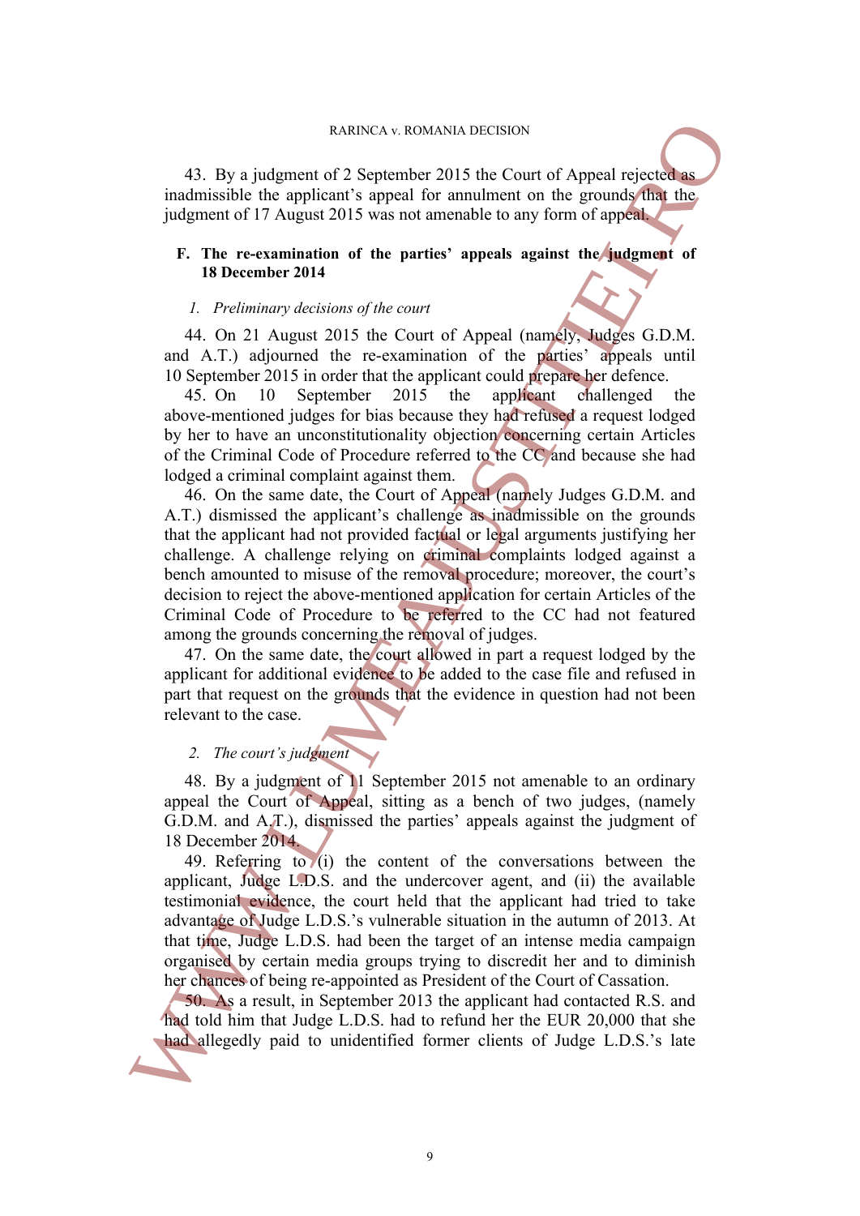43. By a judgment of 2 September 2015 the Court of Appeal rejected as inadmissible the applicant's appeal for annulment on the grounds that the judgment of 17 August 2015 was not amenable to any form of appeal.

### F. The re-examination of the parties' appeals against the judgment of 18 December 2014

#### *1. Preliminary decisions of the court*

44. On 21 August 2015 the Court of Appeal (namely, Judges G.D.M. and A.T.) adjourned the re-examination of the parties' appeals until 10 September 2015 in order that the applicant could prepare her defence.

45. On 10 September 2015 the applicant challenged the above-mentioned judges for bias because they had refused a request lodged by her to have an unconstitutionality objection concerning certain Articles of the Criminal Code of Procedure referred to the CC and because she had lodged a criminal complaint against them.

46. On the same date, the Court of Appeal (namely Judges G.D.M. and A.T.) dismissed the applicant's challenge as inadmissible on the grounds that the applicant had not provided factual or legal arguments justifying her challenge. A challenge relying on criminal complaints lodged against a bench amounted to misuse of the removal procedure; moreover, the court's decision to reject the above-mentioned application for certain Articles of the Criminal Code of Procedure to be referred to the CC had not featured among the grounds concerning the removal of judges.

47. On the same date, the court allowed in part a request lodged by the applicant for additional evidence to be added to the case file and refused in part that request on the grounds that the evidence in question had not been relevant to the case.

#### *2. The court's judgment*

48. By a judgment of 11 September 2015 not amenable to an ordinary appeal the Court of Appeal, sitting as a bench of two judges, (namely G.D.M. and A.T.), dismissed the parties' appeals against the judgment of 18 December 2014.

49. Referring to (i) the content of the conversations between the applicant, Judge L.D.S. and the undercover agent, and (ii) the available testimonial evidence, the court held that the applicant had tried to take advantage of Judge L.D.S.'s vulnerable situation in the autumn of 2013. At that time, Judge L.D.S. had been the target of an intense media campaign organised by certain media groups trying to discredit her and to diminish her chances of being re-appointed as President of the Court of Cassation.

50. As a result, in September 2013 the applicant had contacted R.S. and had told him that Judge L.D.S. had to refund her the EUR 20,000 that she had allegedly paid to unidentified former clients of Judge L.D.S.'s late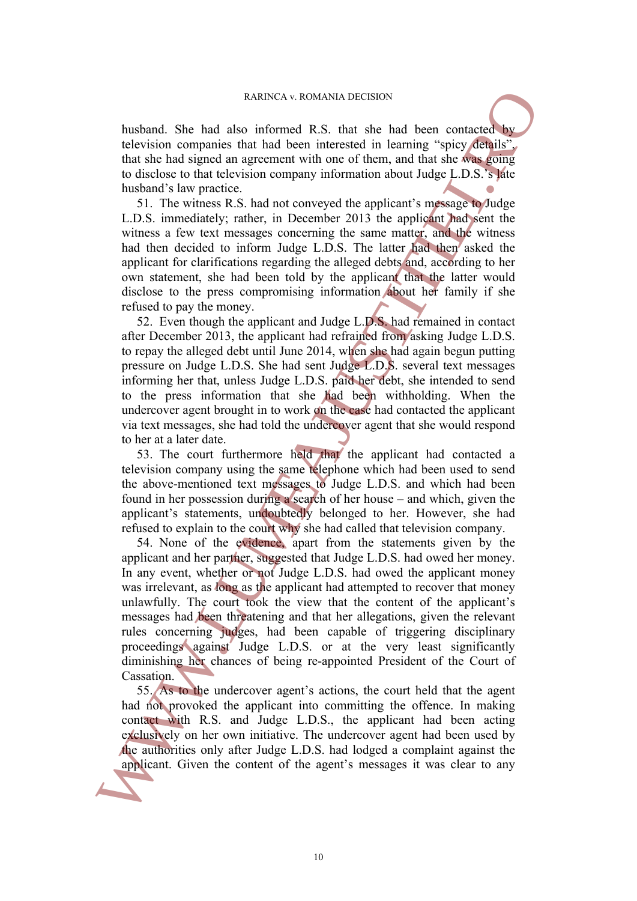husband. She had also informed R.S. that she had been contacted by television companies that had been interested in learning "spicy details", that she had signed an agreement with one of them, and that she was going to disclose to that television company information about Judge L.D.S.'s late husband's law practice.

51. The witness R.S. had not conveyed the applicant's message to Judge L.D.S. immediately; rather, in December 2013 the applicant had sent the witness a few text messages concerning the same matter, and the witness had then decided to inform Judge L.D.S. The latter had then asked the applicant for clarifications regarding the alleged debts and, according to her own statement, she had been told by the applicant that the latter would disclose to the press compromising information about her family if she refused to pay the money.

52. Even though the applicant and Judge L.D.S. had remained in contact after December 2013, the applicant had refrained from asking Judge L.D.S. to repay the alleged debt until June 2014, when she had again begun putting pressure on Judge L.D.S. She had sent Judge L.D.S. several text messages informing her that, unless Judge L.D.S. paid her debt, she intended to send to the press information that she had been withholding. When the undercover agent brought in to work on the case had contacted the applicant via text messages, she had told the undercover agent that she would respond to her at a later date.

53. The court furthermore held that the applicant had contacted a television company using the same telephone which had been used to send the above-mentioned text messages to Judge L.D.S. and which had been found in her possession during a search of her house – and which, given the applicant's statements, undoubtedly belonged to her. However, she had refused to explain to the court why she had called that television company.

54. None of the evidence, apart from the statements given by the applicant and her partner, suggested that Judge L.D.S. had owed her money. In any event, whether or not Judge L.D.S. had owed the applicant money was irrelevant, as long as the applicant had attempted to recover that money unlawfully. The court took the view that the content of the applicant's messages had been threatening and that her allegations, given the relevant rules concerning judges, had been capable of triggering disciplinary proceedings against Judge L.D.S. or at the very least significantly diminishing her chances of being re-appointed President of the Court of Cassation.

55. As to the undercover agent's actions, the court held that the agent had not provoked the applicant into committing the offence. In making contact with R.S. and Judge L.D.S., the applicant had been acting exclusively on her own initiative. The undercover agent had been used by the authorities only after Judge L.D.S. had lodged a complaint against the applicant. Given the content of the agent's messages it was clear to any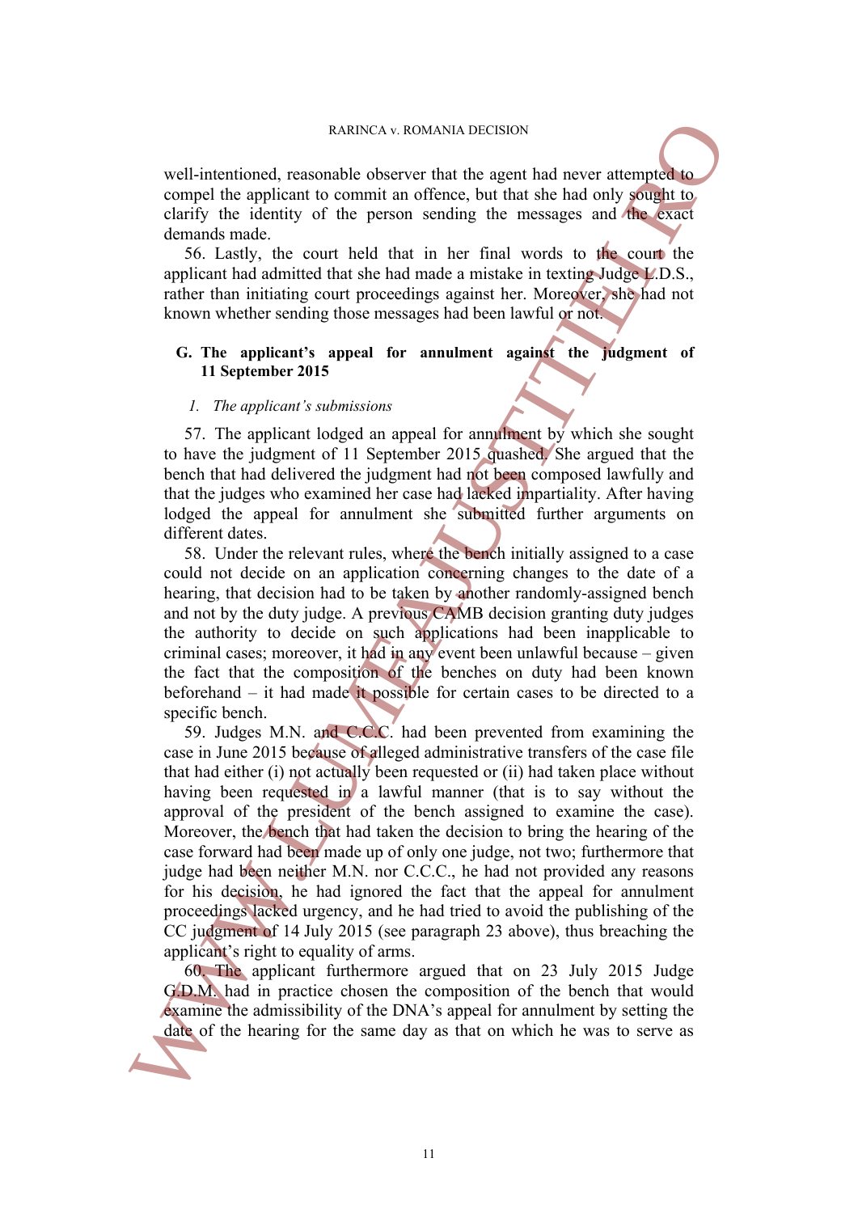well-intentioned, reasonable observer that the agent had never attempted to compel the applicant to commit an offence, but that she had only sought to clarify the identity of the person sending the messages and the exact demands made.

56. Lastly, the court held that in her final words to the court the applicant had admitted that she had made a mistake in texting Judge L.D.S., rather than initiating court proceedings against her. Moreover, she had not known whether sending those messages had been lawful or not.

## G. The applicant's appeal for annulment against the judgment of 11 September 2015

### *1. The applicant's submissions*

57. The applicant lodged an appeal for annulment by which she sought to have the judgment of 11 September 2015 quashed. She argued that the bench that had delivered the judgment had not been composed lawfully and that the judges who examined her case had lacked impartiality. After having lodged the appeal for annulment she submitted further arguments on different dates.

58. Under the relevant rules, where the bench initially assigned to a case could not decide on an application concerning changes to the date of a hearing, that decision had to be taken by another randomly-assigned bench and not by the duty judge. A previous CAMB decision granting duty judges the authority to decide on such applications had been inapplicable to criminal cases; moreover, it had in any event been unlawful because – given the fact that the composition of the benches on duty had been known beforehand – it had made it possible for certain cases to be directed to a specific bench.

59. Judges M.N. and C.C.C. had been prevented from examining the case in June 2015 because of alleged administrative transfers of the case file that had either (i) not actually been requested or (ii) had taken place without having been requested in a lawful manner (that is to say without the approval of the president of the bench assigned to examine the case). Moreover, the bench that had taken the decision to bring the hearing of the case forward had been made up of only one judge, not two; furthermore that judge had been neither M.N. nor C.C.C., he had not provided any reasons for his decision, he had ignored the fact that the appeal for annulment proceedings lacked urgency, and he had tried to avoid the publishing of the CC judgment of 14 July 2015 (see paragraph 23 above), thus breaching the applicant's right to equality of arms.

60. The applicant furthermore argued that on 23 July 2015 Judge G.D.M. had in practice chosen the composition of the bench that would examine the admissibility of the DNA's appeal for annulment by setting the date of the hearing for the same day as that on which he was to serve as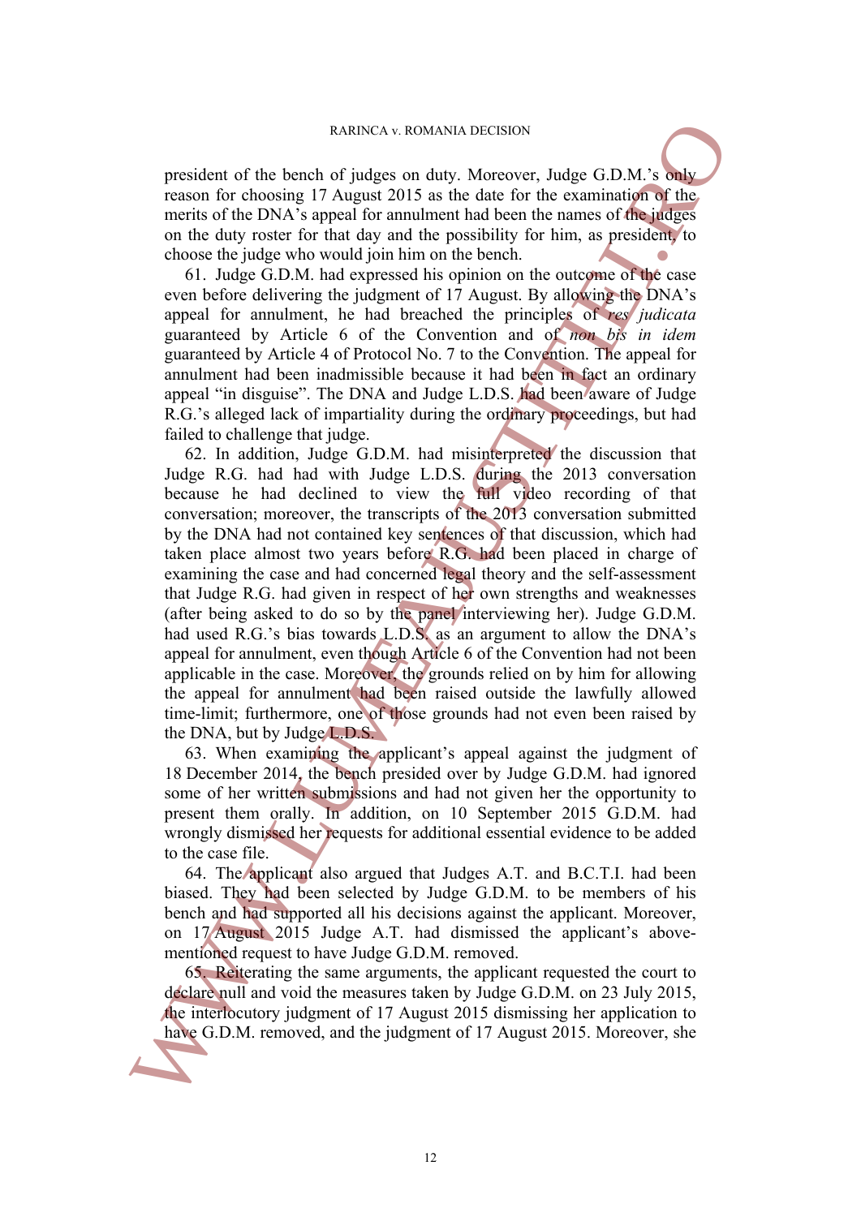president of the bench of judges on duty. Moreover, Judge G.D.M.'s only reason for choosing 17 August 2015 as the date for the examination of the merits of the DNA's appeal for annulment had been the names of the judges on the duty roster for that day and the possibility for him, as president, to choose the judge who would join him on the bench.

61. Judge G.D.M. had expressed his opinion on the outcome of the case even before delivering the judgment of 17 August. By allowing the DNA's appeal for annulment, he had breached the principles of *res judicata* guaranteed by Article 6 of the Convention and of *non bis in idem* guaranteed by Article 4 of Protocol No. 7 to the Convention. The appeal for annulment had been inadmissible because it had been in fact an ordinary appeal "in disguise". The DNA and Judge L.D.S. had been aware of Judge R.G.'s alleged lack of impartiality during the ordinary proceedings, but had failed to challenge that judge.

62. In addition, Judge G.D.M. had misinterpreted the discussion that Judge R.G. had had with Judge L.D.S. during the 2013 conversation because he had declined to view the full video recording of that conversation; moreover, the transcripts of the 2013 conversation submitted by the DNA had not contained key sentences of that discussion, which had taken place almost two years before R.G. had been placed in charge of examining the case and had concerned legal theory and the self-assessment that Judge R.G. had given in respect of her own strengths and weaknesses (after being asked to do so by the panel interviewing her). Judge G.D.M. had used R.G.'s bias towards L.D.S. as an argument to allow the DNA's appeal for annulment, even though Article 6 of the Convention had not been applicable in the case. Moreover, the grounds relied on by him for allowing the appeal for annulment had been raised outside the lawfully allowed time-limit; furthermore, one of those grounds had not even been raised by the DNA, but by Judge L.D.S.

63. When examining the applicant's appeal against the judgment of 18 December 2014, the bench presided over by Judge G.D.M. had ignored some of her written submissions and had not given her the opportunity to present them orally. In addition, on 10 September 2015 G.D.M. had wrongly dismissed her requests for additional essential evidence to be added to the case file.

64. The applicant also argued that Judges A.T. and B.C.T.I. had been biased. They had been selected by Judge G.D.M. to be members of his bench and had supported all his decisions against the applicant. Moreover, on 17 August 2015 Judge A.T. had dismissed the applicant's above-mentioned request to have Judge G.D.M. removed.

65. Reiterating the same arguments, the applicant requested the court to declare null and void the measures taken by Judge G.D.M. on 23 July 2015, the interlocutory judgment of 17 August 2015 dismissing her application to have G.D.M. removed, and the judgment of 17 August 2015. Moreover, she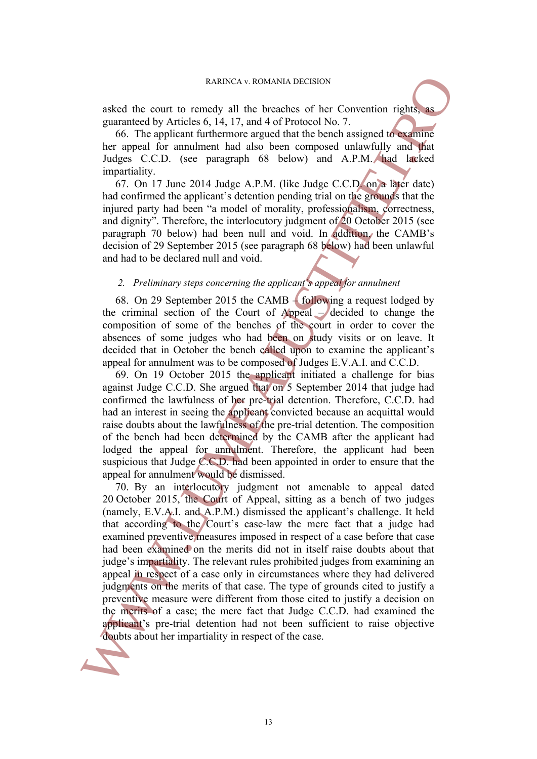asked the court to remedy all the breaches of her Convention rights, as guaranteed by Articles 6, 14, 17, and 4 of Protocol No. 7.

66. The applicant furthermore argued that the bench assigned to examine her appeal for annulment had also been composed unlawfully and that Judges C.C.D. (see paragraph 68 below) and A.P.M. had lacked impartiality.

67. On 17 June 2014 Judge A.P.M. (like Judge C.C.D. on a later date) had confirmed the applicant's detention pending trial on the grounds that the injured party had been "a model of morality, professionalism, correctness, and dignity". Therefore, the interlocutory judgment of 20 October 2015 (see paragraph 70 below) had been null and void. In addition, the CAMB's decision of 29 September 2015 (see paragraph 68 below) had been unlawful and had to be declared null and void.

### 2. *Preliminary steps concerning the applicant's appeal for annulment*

68. On 29 September 2015 the CAMB – following a request lodged by the criminal section of the Court of Appeal – decided to change the composition of some of the benches of the court in order to cover the absences of some judges who had been on study visits or on leave. It decided that in October the bench called upon to examine the applicant's appeal for annulment was to be composed of Judges E.V.A.I. and C.C.D.

69. On 19 October 2015 the applicant initiated a challenge for bias against Judge C.C.D. She argued that on 5 September 2014 that judge had confirmed the lawfulness of her pre-trial detention. Therefore, C.C.D. had had an interest in seeing the applicant convicted because an acquittal would raise doubts about the lawfulness of the pre-trial detention. The composition of the bench had been determined by the CAMB after the applicant had lodged the appeal for annulment. Therefore, the applicant had been suspicious that Judge C.C.D. had been appointed in order to ensure that the appeal for annulment would be dismissed.

70. By an interlocutory judgment not amenable to appeal dated 20 October 2015, the Court of Appeal, sitting as a bench of two judges (namely, E.V.A.I. and A.P.M.) dismissed the applicant's challenge. It held that according to the Court's case-law the mere fact that a judge had examined preventive measures imposed in respect of a case before that case had been examined on the merits did not in itself raise doubts about that judge's impartiality. The relevant rules prohibited judges from examining an appeal in respect of a case only in circumstances where they had delivered judgments on the merits of that case. The type of grounds cited to justify a preventive measure were different from those cited to justify a decision on the merits of a case; the mere fact that Judge C.C.D. had examined the applicant's pre-trial detention had not been sufficient to raise objective doubts about her impartiality in respect of the case.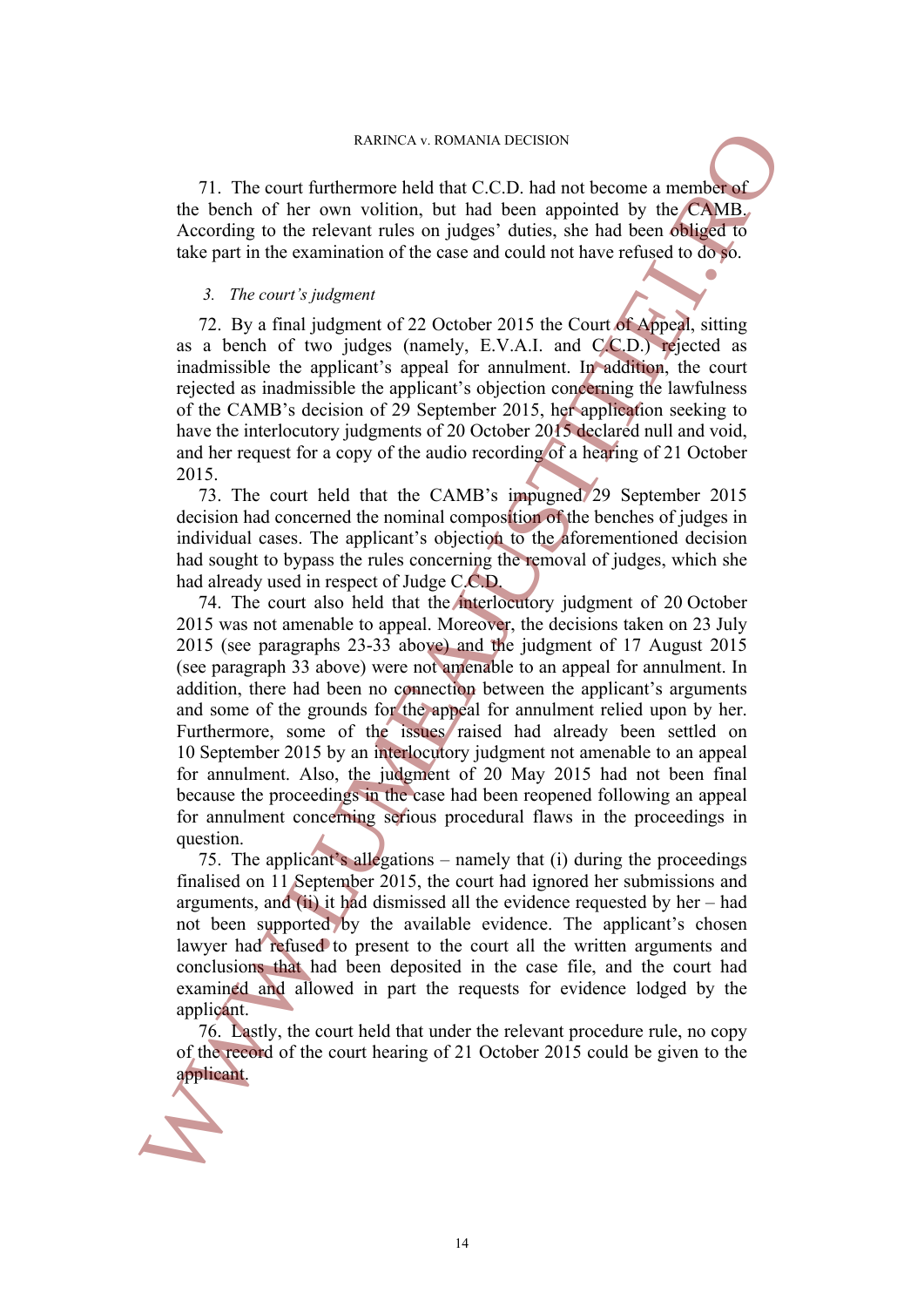71. The court furthermore held that C.C.D. had not become a member of the bench of her own volition, but had been appointed by the CAMB. According to the relevant rules on judges' duties, she had been obliged to take part in the examination of the case and could not have refused to do so.

### *3. The court's judgment*

72. By a final judgment of 22 October 2015 the Court of Appeal, sitting as a bench of two judges (namely, E.V.A.I. and C.C.D.) rejected as inadmissible the applicant's appeal for annulment. In addition, the court rejected as inadmissible the applicant's objection concerning the lawfulness of the CAMB's decision of 29 September 2015, her application seeking to have the interlocutory judgments of 20 October 2015 declared null and void, and her request for a copy of the audio recording of a hearing of 21 October 2015.

73. The court held that the CAMB's impugned 29 September 2015 decision had concerned the nominal composition of the benches of judges in individual cases. The applicant's objection to the aforementioned decision had sought to bypass the rules concerning the removal of judges, which she had already used in respect of Judge C.C.D.

74. The court also held that the interlocutory judgment of 20 October 2015 was not amenable to appeal. Moreover, the decisions taken on 23 July 2015 (see paragraphs 23-33 above) and the judgment of 17 August 2015 (see paragraph 33 above) were not amenable to an appeal for annulment. In addition, there had been no connection between the applicant's arguments and some of the grounds for the appeal for annulment relied upon by her. Furthermore, some of the issues raised had already been settled on 10 September 2015 by an interlocutory judgment not amenable to an appeal for annulment. Also, the judgment of 20 May 2015 had not been final because the proceedings in the case had been reopened following an appeal for annulment concerning serious procedural flaws in the proceedings in question.

75. The applicant's allegations – namely that (i) during the proceedings finalised on 11 September 2015, the court had ignored her submissions and arguments, and (ii) it had dismissed all the evidence requested by her – had not been supported by the available evidence. The applicant's chosen lawyer had refused to present to the court all the written arguments and conclusions that had been deposited in the case file, and the court had examined and allowed in part the requests for evidence lodged by the applicant.

76. Lastly, the court held that under the relevant procedure rule, no copy of the record of the court hearing of 21 October 2015 could be given to the applicant.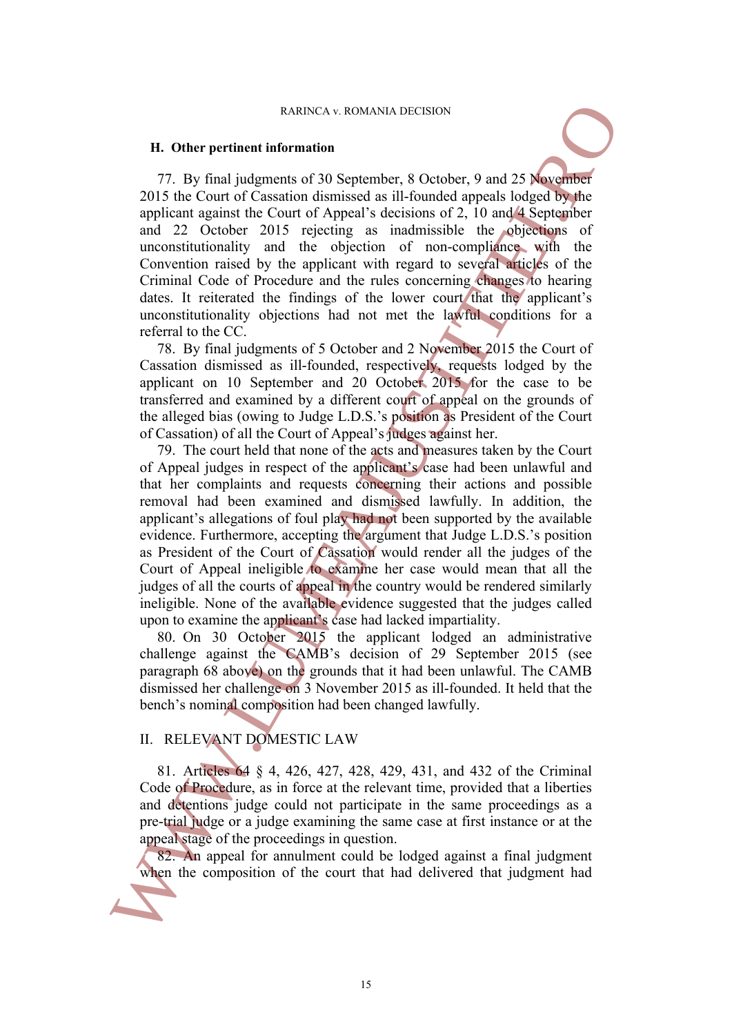### H. Other pertinent information

77. By final judgments of 30 September, 8 October, 9 and 25 November 2015 the Court of Cassation dismissed as ill-founded appeals lodged by the applicant against the Court of Appeal's decisions of 2, 10 and 4 September and 22 October 2015 rejecting as inadmissible the objections of unconstitutionality and the objection of non-compliance with the Convention raised by the applicant with regard to several articles of the Criminal Code of Procedure and the rules concerning changes to hearing dates. It reiterated the findings of the lower court that the applicant's unconstitutionality objections had not met the lawful conditions for a referral to the CC.

78. By final judgments of 5 October and 2 November 2015 the Court of Cassation dismissed as ill-founded, respectively, requests lodged by the applicant on 10 September and 20 October 2015 for the case to be transferred and examined by a different court of appeal on the grounds of the alleged bias (owing to Judge L.D.S.'s position as President of the Court of Cassation) of all the Court of Appeal's judges against her.

79. The court held that none of the acts and measures taken by the Court of Appeal judges in respect of the applicant's case had been unlawful and that her complaints and requests concerning their actions and possible removal had been examined and dismissed lawfully. In addition, the applicant's allegations of foul play had not been supported by the available evidence. Furthermore, accepting the argument that Judge L.D.S.'s position as President of the Court of Cassation would render all the judges of the Court of Appeal ineligible to examine her case would mean that all the judges of all the courts of appeal in the country would be rendered similarly ineligible. None of the available evidence suggested that the judges called upon to examine the applicant's case had lacked impartiality.

80. On 30 October 2015 the applicant lodged an administrative challenge against the CAMB's decision of 29 September 2015 (see paragraph 68 above) on the grounds that it had been unlawful. The CAMB dismissed her challenge on 3 November 2015 as ill-founded. It held that the bench's nominal composition had been changed lawfully.

## II. RELEVANT DOMESTIC LAW

81. Articles 64 § 4, 426, 427, 428, 429, 431, and 432 of the Criminal Code of Procedure, as in force at the relevant time, provided that a liberties and detentions judge could not participate in the same proceedings as a pre-trial judge or a judge examining the same case at first instance or at the appeal stage of the proceedings in question.

82. An appeal for annulment could be lodged against a final judgment when the composition of the court that had delivered that judgment had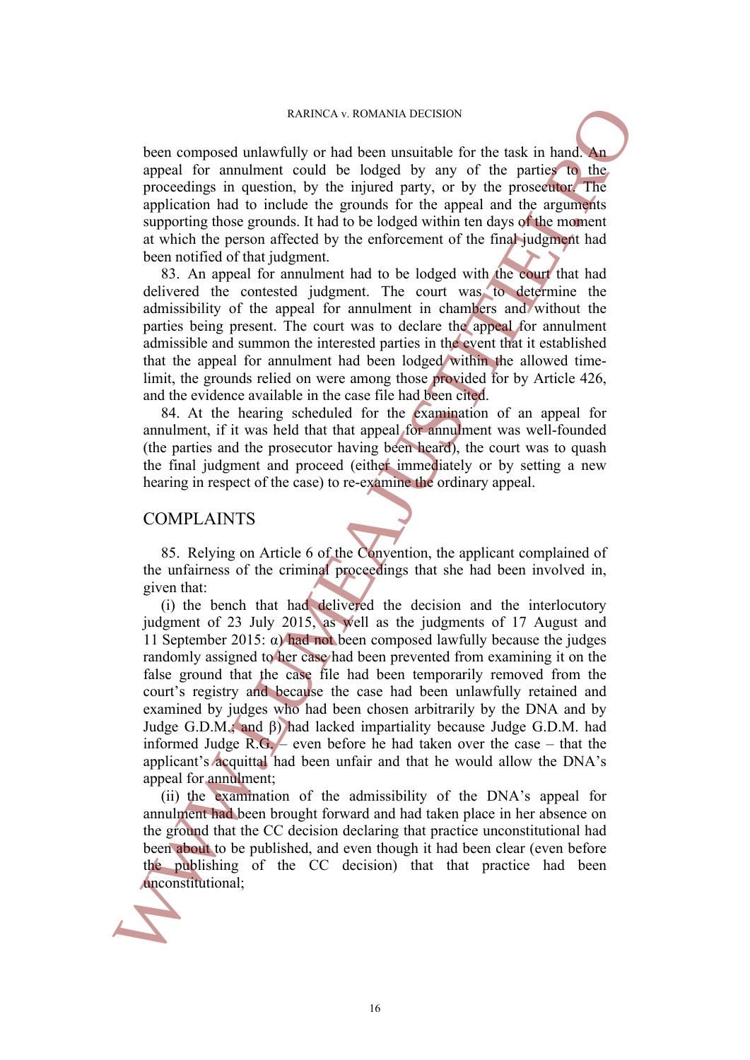been composed unlawfully or had been unsuitable for the task in hand. An appeal for annulment could be lodged by any of the parties to the proceedings in question, by the injured party, or by the prosecutor. The application had to include the grounds for the appeal and the arguments supporting those grounds. It had to be lodged within ten days of the moment at which the person affected by the enforcement of the final judgment had been notified of that judgment.

83. An appeal for annulment had to be lodged with the court that had delivered the contested judgment. The court was to determine the admissibility of the appeal for annulment in chambers and without the parties being present. The court was to declare the appeal for annulment admissible and summon the interested parties in the event that it established that the appeal for annulment had been lodged within the allowed time-limit, the grounds relied on were among those provided for by Article 426, and the evidence available in the case file had been cited.

84. At the hearing scheduled for the examination of an appeal for annulment, if it was held that that appeal for annulment was well-founded (the parties and the prosecutor having been heard), the court was to quash the final judgment and proceed (either immediately or by setting a new hearing in respect of the case) to re-examine the ordinary appeal.

## COMPLAINTS

85. Relying on Article 6 of the Convention, the applicant complained of the unfairness of the criminal proceedings that she had been involved in, given that:

(i) the bench that had delivered the decision and the interlocutory judgment of 23 July 2015, as well as the judgments of 17 August and 11 September 2015: α) had not been composed lawfully because the judges randomly assigned to her case had been prevented from examining it on the false ground that the case file had been temporarily removed from the court's registry and because the case had been unlawfully retained and examined by judges who had been chosen arbitrarily by the DNA and by Judge G.D.M.; and β) had lacked impartiality because Judge G.D.M. had informed Judge R.G. – even before he had taken over the case – that the applicant's acquittal had been unfair and that he would allow the DNA's appeal for annulment;

(ii) the examination of the admissibility of the DNA's appeal for annulment had been brought forward and had taken place in her absence on the ground that the CC decision declaring that practice unconstitutional had been about to be published, and even though it had been clear (even before the publishing of the CC decision) that that practice had been unconstitutional;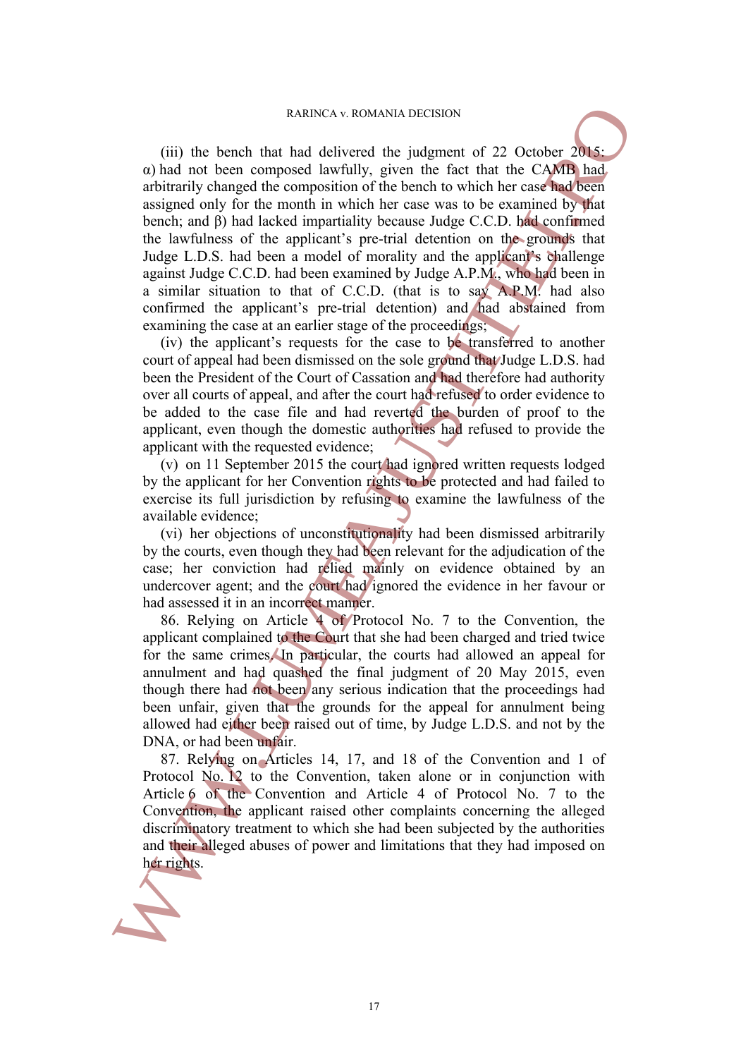(iii) the bench that had delivered the judgment of 22 October 2015: α) had not been composed lawfully, given the fact that the CAMB had arbitrarily changed the composition of the bench to which her case had been assigned only for the month in which her case was to be examined by that bench; and β) had lacked impartiality because Judge C.C.D. had confirmed the lawfulness of the applicant's pre-trial detention on the grounds that Judge L.D.S. had been a model of morality and the applicant's challenge against Judge C.C.D. had been examined by Judge A.P.M., who had been in a similar situation to that of C.C.D. (that is to say A.P.M. had also confirmed the applicant's pre-trial detention) and had abstained from examining the case at an earlier stage of the proceedings;

(iv) the applicant's requests for the case to be transferred to another court of appeal had been dismissed on the sole ground that Judge L.D.S. had been the President of the Court of Cassation and had therefore had authority over all courts of appeal, and after the court had refused to order evidence to be added to the case file and had reverted the burden of proof to the applicant, even though the domestic authorities had refused to provide the applicant with the requested evidence;

(v) on 11 September 2015 the court had ignored written requests lodged by the applicant for her Convention rights to be protected and had failed to exercise its full jurisdiction by refusing to examine the lawfulness of the available evidence;

(vi) her objections of unconstitutionality had been dismissed arbitrarily by the courts, even though they had been relevant for the adjudication of the case; her conviction had relied mainly on evidence obtained by an undercover agent; and the court had ignored the evidence in her favour or had assessed it in an incorrect manner.

86. Relying on Article 4 of Protocol No. 7 to the Convention, the applicant complained to the Court that she had been charged and tried twice for the same crimes. In particular, the courts had allowed an appeal for annulment and had quashed the final judgment of 20 May 2015, even though there had not been any serious indication that the proceedings had been unfair, given that the grounds for the appeal for annulment being allowed had either been raised out of time, by Judge L.D.S. and not by the DNA, or had been unfair.

87. Relying on Articles 14, 17, and 18 of the Convention and 1 of Protocol No. 12 to the Convention, taken alone or in conjunction with Article 6 of the Convention and Article 4 of Protocol No. 7 to the Convention, the applicant raised other complaints concerning the alleged discriminatory treatment to which she had been subjected by the authorities and their alleged abuses of power and limitations that they had imposed on her rights.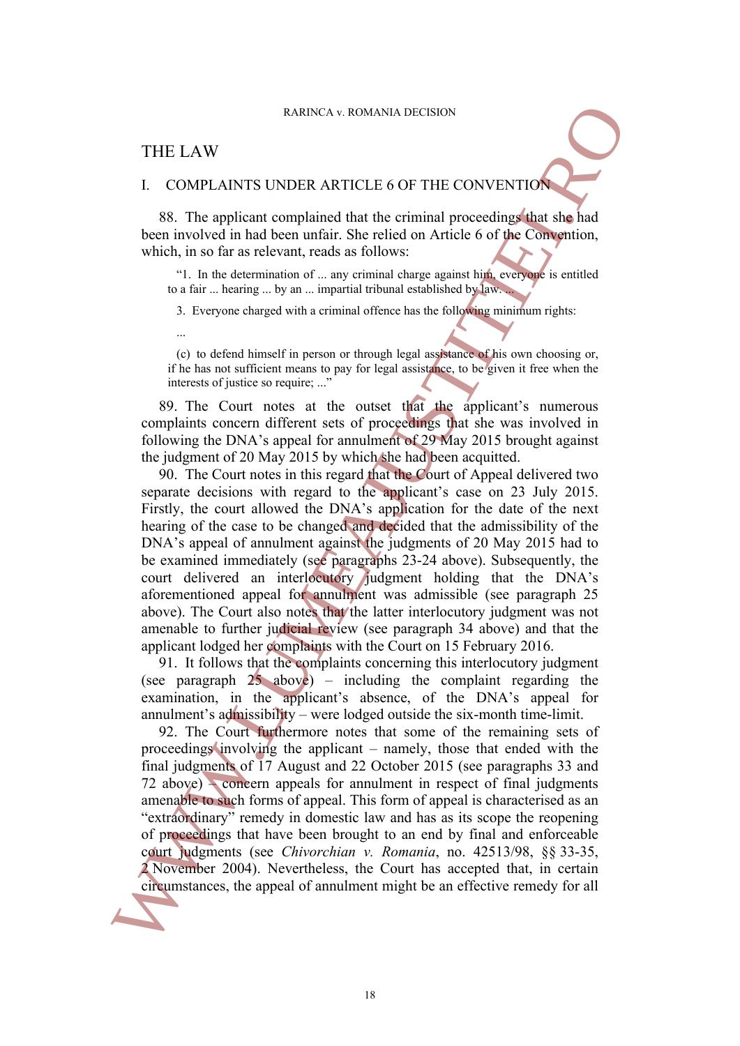# THE LAW

## I. COMPLAINTS UNDER ARTICLE 6 OF THE CONVENTION

88. The applicant complained that the criminal proceedings that she had been involved in had been unfair. She relied on Article 6 of the Convention, which, in so far as relevant, reads as follows:

> "1. In the determination of ... any criminal charge against him, everyone is entitled to a fair ... hearing ... by an ... impartial tribunal established by law. ...
>
> 3. Everyone charged with a criminal offence has the following minimum rights:
>
> ...
>
> (c) to defend himself in person or through legal assistance of his own choosing or, if he has not sufficient means to pay for legal assistance, to be given it free when the interests of justice so require; ..."

89. The Court notes at the outset that the applicant's numerous complaints concern different sets of proceedings that she was involved in following the DNA's appeal for annulment of 29 May 2015 brought against the judgment of 20 May 2015 by which she had been acquitted.

90. The Court notes in this regard that the Court of Appeal delivered two separate decisions with regard to the applicant's case on 23 July 2015. Firstly, the court allowed the DNA's application for the date of the next hearing of the case to be changed and decided that the admissibility of the DNA's appeal of annulment against the judgments of 20 May 2015 had to be examined immediately (see paragraphs 23-24 above). Subsequently, the court delivered an interlocutory judgment holding that the DNA's aforementioned appeal for annulment was admissible (see paragraph 25 above). The Court also notes that the latter interlocutory judgment was not amenable to further judicial review (see paragraph 34 above) and that the applicant lodged her complaints with the Court on 15 February 2016.

91. It follows that the complaints concerning this interlocutory judgment (see paragraph 25 above) – including the complaint regarding the examination, in the applicant's absence, of the DNA's appeal for annulment's admissibility – were lodged outside the six-month time-limit.

92. The Court furthermore notes that some of the remaining sets of proceedings involving the applicant – namely, those that ended with the final judgments of 17 August and 22 October 2015 (see paragraphs 33 and 72 above) – concern appeals for annulment in respect of final judgments amenable to such forms of appeal. This form of appeal is characterised as an "extraordinary" remedy in domestic law and has as its scope the reopening of proceedings that have been brought to an end by final and enforceable court judgments (see *Chivorchian v. Romania*, no. 42513/98, §§ 33-35, 2 November 2004). Nevertheless, the Court has accepted that, in certain circumstances, the appeal of annulment might be an effective remedy for all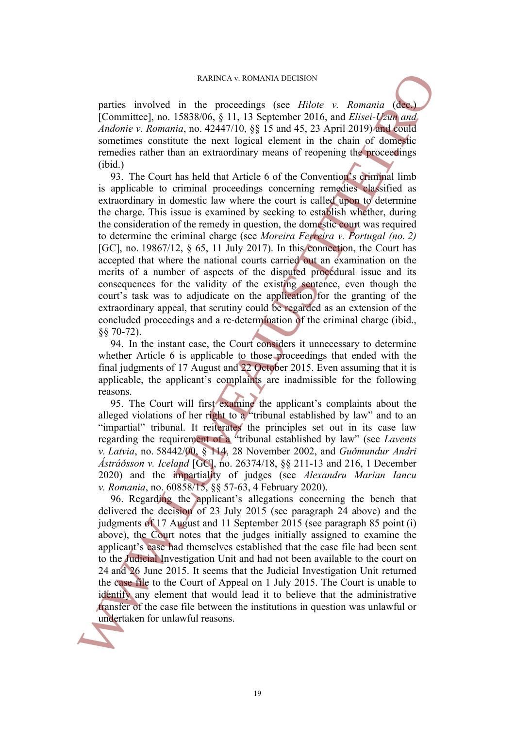parties involved in the proceedings (see *Hilote v. Romania* (dec.) [Committee], no. 15838/06, § 11, 13 September 2016, and *Elisei-Uzun and Andonie v. Romania*, no. 42447/10, §§ 15 and 45, 23 April 2019) and could sometimes constitute the next logical element in the chain of domestic remedies rather than an extraordinary means of reopening the proceedings (ibid.)

93. The Court has held that Article 6 of the Convention's criminal limb is applicable to criminal proceedings concerning remedies classified as extraordinary in domestic law where the court is called upon to determine the charge. This issue is examined by seeking to establish whether, during the consideration of the remedy in question, the domestic court was required to determine the criminal charge (see *Moreira Ferreira v. Portugal (no. 2)* [GC], no. 19867/12, § 65, 11 July 2017). In this connection, the Court has accepted that where the national courts carried out an examination on the merits of a number of aspects of the disputed procedural issue and its consequences for the validity of the existing sentence, even though the court's task was to adjudicate on the application for the granting of the extraordinary appeal, that scrutiny could be regarded as an extension of the concluded proceedings and a re-determination of the criminal charge (ibid., §§ 70-72).

94. In the instant case, the Court considers it unnecessary to determine whether Article 6 is applicable to those proceedings that ended with the final judgments of 17 August and 22 October 2015. Even assuming that it is applicable, the applicant's complaints are inadmissible for the following reasons.

95. The Court will first examine the applicant's complaints about the alleged violations of her right to a "tribunal established by law" and to an "impartial" tribunal. It reiterates the principles set out in its case law regarding the requirement of a "tribunal established by law" (see *Lavents v. Latvia*, no. 58442/00, § 114, 28 November 2002, and *Guðmundur Andri Ástráðsson v. Iceland* [GC], no. 26374/18, §§ 211-13 and 216, 1 December 2020) and the impartiality of judges (see *Alexandru Marian Iancu v. Romania*, no. 60858/15, §§ 57-63, 4 February 2020).

96. Regarding the applicant's allegations concerning the bench that delivered the decision of 23 July 2015 (see paragraph 24 above) and the judgments of 17 August and 11 September 2015 (see paragraph 85 point (i) above), the Court notes that the judges initially assigned to examine the applicant's case had themselves established that the case file had been sent to the Judicial Investigation Unit and had not been available to the court on 24 and 26 June 2015. It seems that the Judicial Investigation Unit returned the case file to the Court of Appeal on 1 July 2015. The Court is unable to identify any element that would lead it to believe that the administrative transfer of the case file between the institutions in question was unlawful or undertaken for unlawful reasons.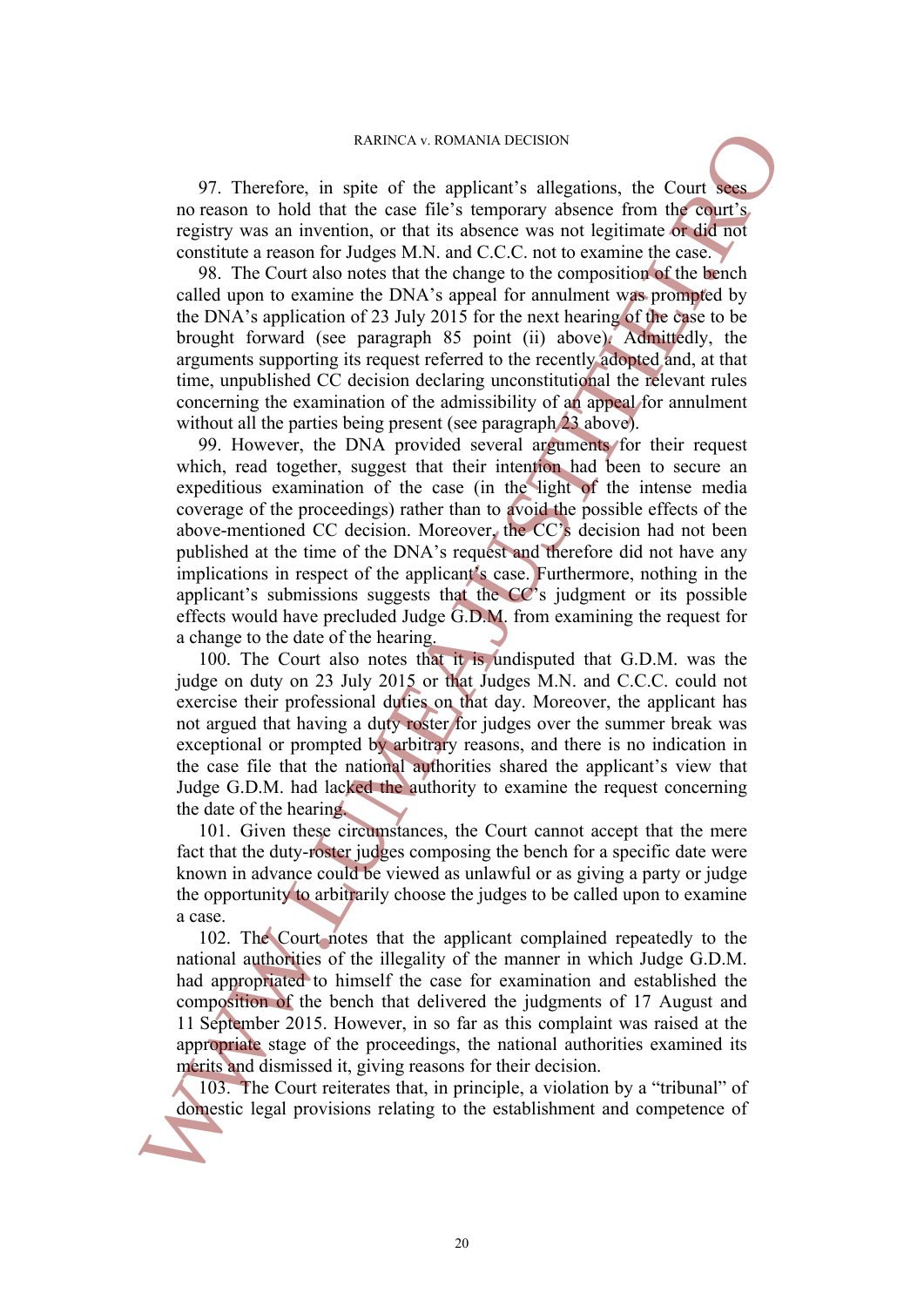97. Therefore, in spite of the applicant's allegations, the Court sees no reason to hold that the case file's temporary absence from the court's registry was an invention, or that its absence was not legitimate or did not constitute a reason for Judges M.N. and C.C.C. not to examine the case.

98. The Court also notes that the change to the composition of the bench called upon to examine the DNA's appeal for annulment was prompted by the DNA's application of 23 July 2015 for the next hearing of the case to be brought forward (see paragraph 85 point (ii) above). Admittedly, the arguments supporting its request referred to the recently adopted and, at that time, unpublished CC decision declaring unconstitutional the relevant rules concerning the examination of the admissibility of an appeal for annulment without all the parties being present (see paragraph 23 above).

99. However, the DNA provided several arguments for their request which, read together, suggest that their intention had been to secure an expeditious examination of the case (in the light of the intense media coverage of the proceedings) rather than to avoid the possible effects of the above-mentioned CC decision. Moreover, the CC's decision had not been published at the time of the DNA's request and therefore did not have any implications in respect of the applicant's case. Furthermore, nothing in the applicant's submissions suggests that the CC's judgment or its possible effects would have precluded Judge G.D.M. from examining the request for a change to the date of the hearing.

100. The Court also notes that it is undisputed that G.D.M. was the judge on duty on 23 July 2015 or that Judges M.N. and C.C.C. could not exercise their professional duties on that day. Moreover, the applicant has not argued that having a duty roster for judges over the summer break was exceptional or prompted by arbitrary reasons, and there is no indication in the case file that the national authorities shared the applicant's view that Judge G.D.M. had lacked the authority to examine the request concerning the date of the hearing.

101. Given these circumstances, the Court cannot accept that the mere fact that the duty-roster judges composing the bench for a specific date were known in advance could be viewed as unlawful or as giving a party or judge the opportunity to arbitrarily choose the judges to be called upon to examine a case.

102. The Court notes that the applicant complained repeatedly to the national authorities of the illegality of the manner in which Judge G.D.M. had appropriated to himself the case for examination and established the composition of the bench that delivered the judgments of 17 August and 11 September 2015. However, in so far as this complaint was raised at the appropriate stage of the proceedings, the national authorities examined its merits and dismissed it, giving reasons for their decision.

103. The Court reiterates that, in principle, a violation by a "tribunal" of domestic legal provisions relating to the establishment and competence of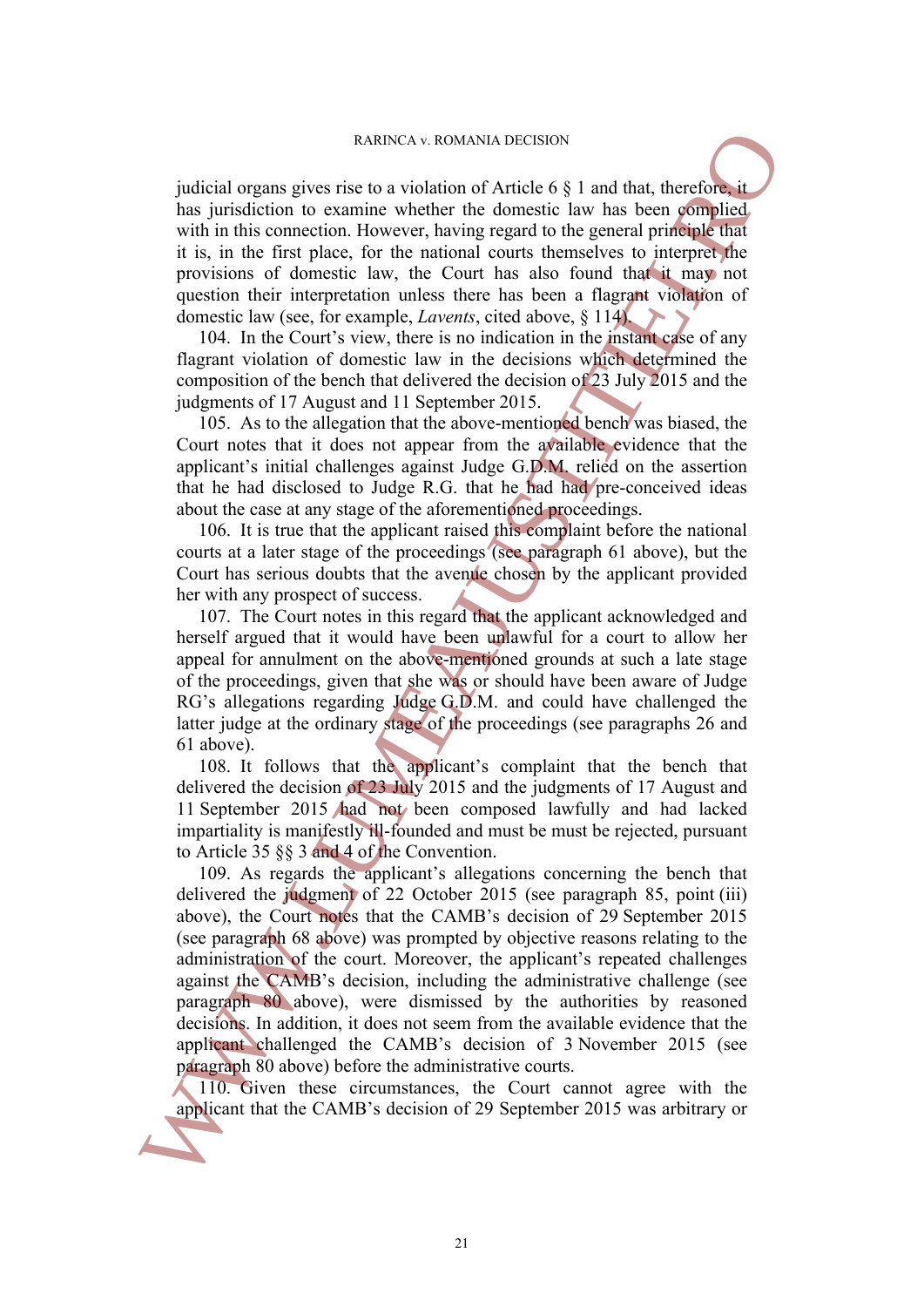judicial organs gives rise to a violation of Article 6 § 1 and that, therefore, it has jurisdiction to examine whether the domestic law has been complied with in this connection. However, having regard to the general principle that it is, in the first place, for the national courts themselves to interpret the provisions of domestic law, the Court has also found that it may not question their interpretation unless there has been a flagrant violation of domestic law (see, for example, *Lavents*, cited above, § 114).

104. In the Court's view, there is no indication in the instant case of any flagrant violation of domestic law in the decisions which determined the composition of the bench that delivered the decision of 23 July 2015 and the judgments of 17 August and 11 September 2015.

105. As to the allegation that the above-mentioned bench was biased, the Court notes that it does not appear from the available evidence that the applicant's initial challenges against Judge G.D.M. relied on the assertion that he had disclosed to Judge R.G. that he had pre-conceived ideas about the case at any stage of the aforementioned proceedings.

106. It is true that the applicant raised this complaint before the national courts at a later stage of the proceedings (see paragraph 61 above), but the Court has serious doubts that the avenue chosen by the applicant provided her with any prospect of success.

107. The Court notes in this regard that the applicant acknowledged and herself argued that it would have been unlawful for a court to allow her appeal for annulment on the above-mentioned grounds at such a late stage of the proceedings, given that she was or should have been aware of Judge RG's allegations regarding Judge G.D.M. and could have challenged the latter judge at the ordinary stage of the proceedings (see paragraphs 26 and 61 above).

108. It follows that the applicant's complaint that the bench that delivered the decision of 23 July 2015 and the judgments of 17 August and 11 September 2015 had not been composed lawfully and had lacked impartiality is manifestly ill-founded and must be must be rejected, pursuant to Article 35 §§ 3 and 4 of the Convention.

109. As regards the applicant's allegations concerning the bench that delivered the judgment of 22 October 2015 (see paragraph 85, point (iii) above), the Court notes that the CAMB's decision of 29 September 2015 (see paragraph 68 above) was prompted by objective reasons relating to the administration of the court. Moreover, the applicant's repeated challenges against the CAMB's decision, including the administrative challenge (see paragraph 80 above), were dismissed by the authorities by reasoned decisions. In addition, it does not seem from the available evidence that the applicant challenged the CAMB's decision of 3 November 2015 (see paragraph 80 above) before the administrative courts.

110. Given these circumstances, the Court cannot agree with the applicant that the CAMB's decision of 29 September 2015 was arbitrary or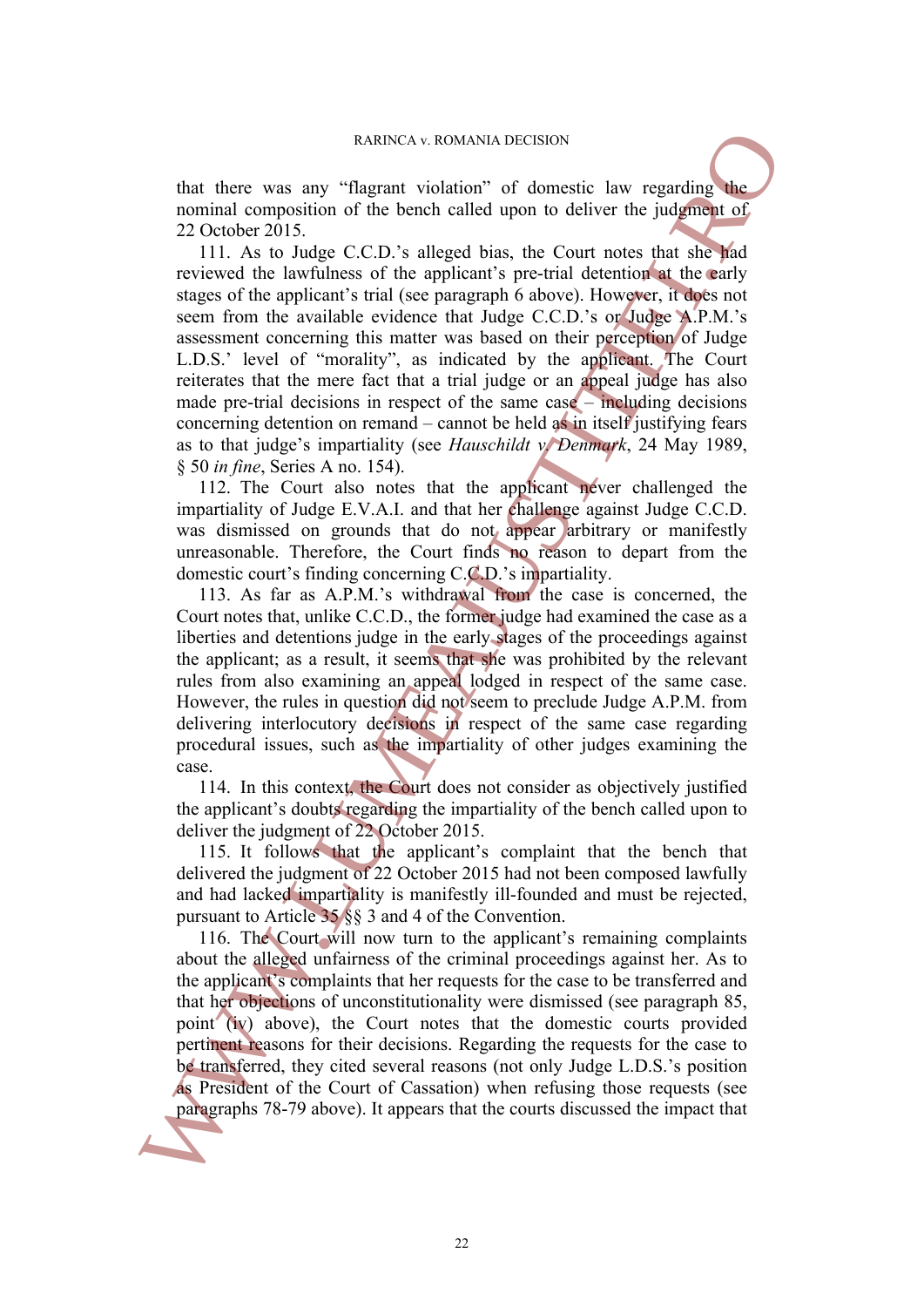that there was any "flagrant violation" of domestic law regarding the nominal composition of the bench called upon to deliver the judgment of 22 October 2015.

111. As to Judge C.C.D.'s alleged bias, the Court notes that she had reviewed the lawfulness of the applicant's pre-trial detention at the early stages of the applicant's trial (see paragraph 6 above). However, it does not seem from the available evidence that Judge C.C.D.'s or Judge A.P.M.'s assessment concerning this matter was based on their perception of Judge L.D.S.' level of "morality", as indicated by the applicant. The Court reiterates that the mere fact that a trial judge or an appeal judge has also made pre-trial decisions in respect of the same case – including decisions concerning detention on remand – cannot be held as in itself justifying fears as to that judge's impartiality (see *Hauschildt v. Denmark*, 24 May 1989, § 50 *in fine*, Series A no. 154).

112. The Court also notes that the applicant never challenged the impartiality of Judge E.V.A.I. and that her challenge against Judge C.C.D. was dismissed on grounds that do not appear arbitrary or manifestly unreasonable. Therefore, the Court finds no reason to depart from the domestic court's finding concerning C.C.D.'s impartiality.

113. As far as A.P.M.'s withdrawal from the case is concerned, the Court notes that, unlike C.C.D., the former judge had examined the case as a liberties and detentions judge in the early stages of the proceedings against the applicant; as a result, it seems that she was prohibited by the relevant rules from also examining an appeal lodged in respect of the same case. However, the rules in question did not seem to preclude Judge A.P.M. from delivering interlocutory decisions in respect of the same case regarding procedural issues, such as the impartiality of other judges examining the case.

114. In this context, the Court does not consider as objectively justified the applicant's doubts regarding the impartiality of the bench called upon to deliver the judgment of 22 October 2015.

115. It follows that the applicant's complaint that the bench that delivered the judgment of 22 October 2015 had not been composed lawfully and had lacked impartiality is manifestly ill-founded and must be rejected, pursuant to Article 35 §§ 3 and 4 of the Convention.

116. The Court will now turn to the applicant's remaining complaints about the alleged unfairness of the criminal proceedings against her. As to the applicant's complaints that her requests for the case to be transferred and that her objections of unconstitutionality were dismissed (see paragraph 85, point (iv) above), the Court notes that the domestic courts provided pertinent reasons for their decisions. Regarding the requests for the case to be transferred, they cited several reasons (not only Judge L.D.S.'s position as President of the Court of Cassation) when refusing those requests (see paragraphs 78-79 above). It appears that the courts discussed the impact that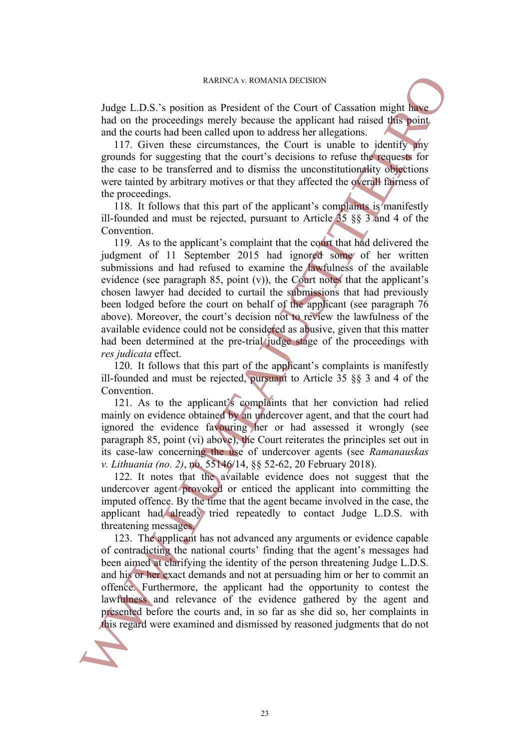Judge L.D.S.'s position as President of the Court of Cassation might have had on the proceedings merely because the applicant had raised this point and the courts had been called upon to address her allegations.

117. Given these circumstances, the Court is unable to identify any grounds for suggesting that the court's decisions to refuse the requests for the case to be transferred and to dismiss the unconstitutionality objections were tainted by arbitrary motives or that they affected the overall fairness of the proceedings.

118. It follows that this part of the applicant's complaints is manifestly ill-founded and must be rejected, pursuant to Article 35 §§ 3 and 4 of the Convention.

119. As to the applicant's complaint that the court that had delivered the judgment of 11 September 2015 had ignored some of her written submissions and had refused to examine the lawfulness of the available evidence (see paragraph 85, point (v)), the Court notes that the applicant's chosen lawyer had decided to curtail the submissions that had previously been lodged before the court on behalf of the applicant (see paragraph 76 above). Moreover, the court's decision not to review the lawfulness of the available evidence could not be considered as abusive, given that this matter had been determined at the pre-trial judge stage of the proceedings with *res judicata* effect.

120. It follows that this part of the applicant's complaints is manifestly ill-founded and must be rejected, pursuant to Article 35 §§ 3 and 4 of the Convention.

121. As to the applicant's complaints that her conviction had relied mainly on evidence obtained by an undercover agent, and that the court had ignored the evidence favouring her or had assessed it wrongly (see paragraph 85, point (vi) above), the Court reiterates the principles set out in its case-law concerning the use of undercover agents (see *Ramanauskas v. Lithuania (no. 2)*, no. 55146/14, §§ 52-62, 20 February 2018).

122. It notes that the available evidence does not suggest that the undercover agent provoked or enticed the applicant into committing the imputed offence. By the time that the agent became involved in the case, the applicant had already tried repeatedly to contact Judge L.D.S. with threatening messages.

123. The applicant has not advanced any arguments or evidence capable of contradicting the national courts' finding that the agent's messages had been aimed at clarifying the identity of the person threatening Judge L.D.S. and his or her exact demands and not at persuading him or her to commit an offence. Furthermore, the applicant had the opportunity to contest the lawfulness and relevance of the evidence gathered by the agent and presented before the courts and, in so far as she did so, her complaints in this regard were examined and dismissed by reasoned judgments that do not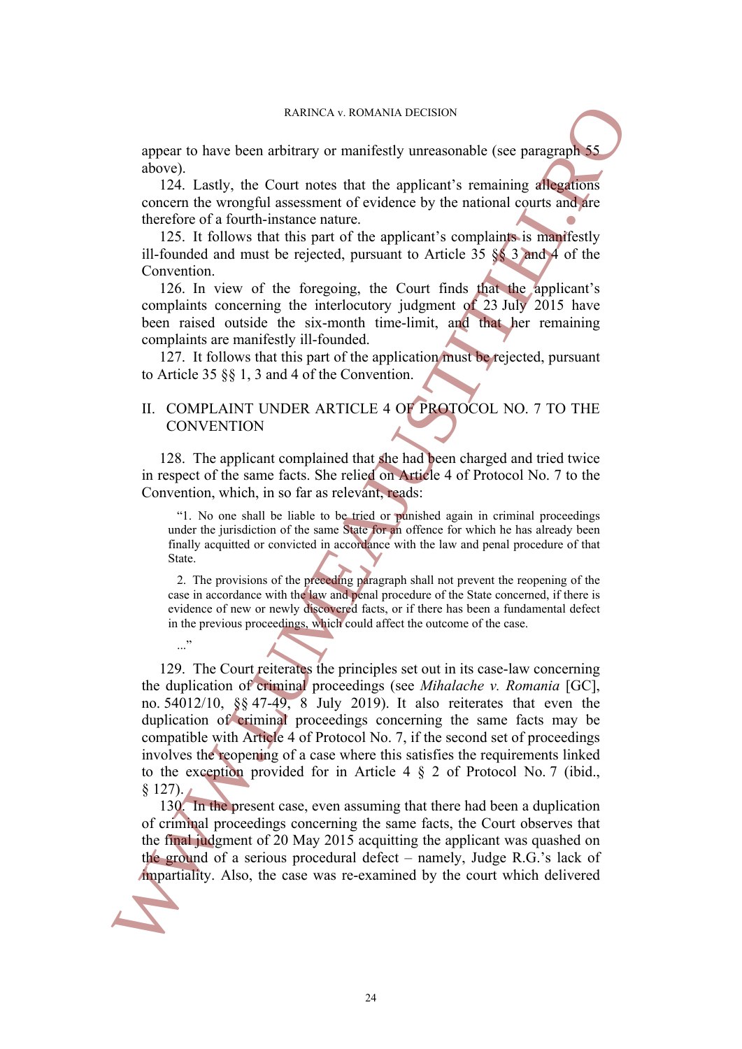appear to have been arbitrary or manifestly unreasonable (see paragraph 55 above).

124. Lastly, the Court notes that the applicant's remaining allegations concern the wrongful assessment of evidence by the national courts and are therefore of a fourth-instance nature.

125. It follows that this part of the applicant's complaints is manifestly ill-founded and must be rejected, pursuant to Article 35 §§ 3 and 4 of the Convention.

126. In view of the foregoing, the Court finds that the applicant's complaints concerning the interlocutory judgment of 23 July 2015 have been raised outside the six-month time-limit, and that her remaining complaints are manifestly ill-founded.

127. It follows that this part of the application must be rejected, pursuant to Article 35 §§ 1, 3 and 4 of the Convention.

## II. COMPLAINT UNDER ARTICLE 4 OF PROTOCOL NO. 7 TO THE CONVENTION

128. The applicant complained that she had been charged and tried twice in respect of the same facts. She relied on Article 4 of Protocol No. 7 to the Convention, which, in so far as relevant, reads:

> "1. No one shall be liable to be tried or punished again in criminal proceedings under the jurisdiction of the same State for an offence for which he has already been finally acquitted or convicted in accordance with the law and penal procedure of that State.
>
> 2. The provisions of the preceding paragraph shall not prevent the reopening of the case in accordance with the law and penal procedure of the State concerned, if there is evidence of new or newly discovered facts, or if there has been a fundamental defect in the previous proceedings, which could affect the outcome of the case.
>
> ..."

129. The Court reiterates the principles set out in its case-law concerning the duplication of criminal proceedings (see *Mihalache v. Romania* [GC], no. 54012/10, §§ 47-49, 8 July 2019). It also reiterates that even the duplication of criminal proceedings concerning the same facts may be compatible with Article 4 of Protocol No. 7, if the second set of proceedings involves the reopening of a case where this satisfies the requirements linked to the exception provided for in Article 4 § 2 of Protocol No. 7 (ibid., § 127).

130. In the present case, even assuming that there had been a duplication of criminal proceedings concerning the same facts, the Court observes that the final judgment of 20 May 2015 acquitting the applicant was quashed on the ground of a serious procedural defect – namely, Judge R.G.'s lack of impartiality. Also, the case was re-examined by the court which delivered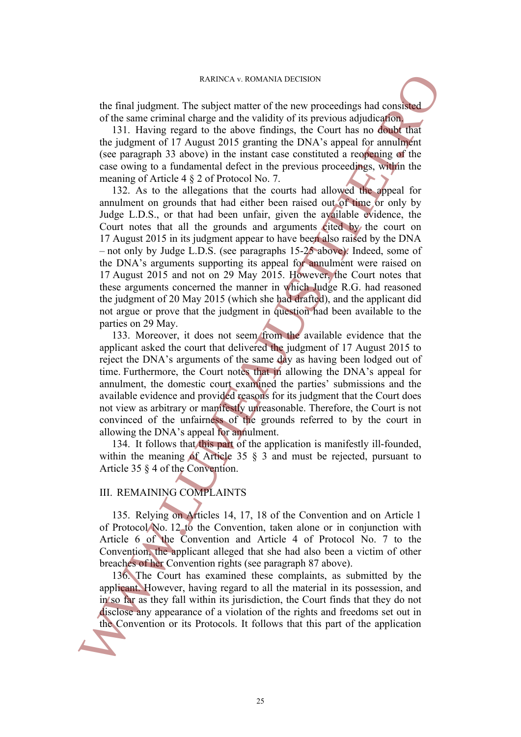the final judgment. The subject matter of the new proceedings had consisted of the same criminal charge and the validity of its previous adjudication.

131. Having regard to the above findings, the Court has no doubt that the judgment of 17 August 2015 granting the DNA's appeal for annulment (see paragraph 33 above) in the instant case constituted a reopening of the case owing to a fundamental defect in the previous proceedings, within the meaning of Article 4 § 2 of Protocol No. 7.

132. As to the allegations that the courts had allowed the appeal for annulment on grounds that had either been raised out of time or only by Judge L.D.S., or that had been unfair, given the available evidence, the Court notes that all the grounds and arguments cited by the court on 17 August 2015 in its judgment appear to have been also raised by the DNA – not only by Judge L.D.S. (see paragraphs 15-25 above). Indeed, some of the DNA's arguments supporting its appeal for annulment were raised on 17 August 2015 and not on 29 May 2015. However, the Court notes that these arguments concerned the manner in which Judge R.G. had reasoned the judgment of 20 May 2015 (which she had drafted), and the applicant did not argue or prove that the judgment in question had been available to the parties on 29 May.

133. Moreover, it does not seem from the available evidence that the applicant asked the court that delivered the judgment of 17 August 2015 to reject the DNA's arguments of the same day as having been lodged out of time. Furthermore, the Court notes that in allowing the DNA's appeal for annulment, the domestic court examined the parties' submissions and the available evidence and provided reasons for its judgment that the Court does not view as arbitrary or manifestly unreasonable. Therefore, the Court is not convinced of the unfairness of the grounds referred to by the court in allowing the DNA's appeal for annulment.

134. It follows that this part of the application is manifestly ill-founded, within the meaning of Article 35 § 3 and must be rejected, pursuant to Article 35 § 4 of the Convention.

## III. REMAINING COMPLAINTS

135. Relying on Articles 14, 17, 18 of the Convention and on Article 1 of Protocol No. 12 to the Convention, taken alone or in conjunction with Article 6 of the Convention and Article 4 of Protocol No. 7 to the Convention, the applicant alleged that she had also been a victim of other breaches of her Convention rights (see paragraph 87 above).

136. The Court has examined these complaints, as submitted by the applicant. However, having regard to all the material in its possession, and in so far as they fall within its jurisdiction, the Court finds that they do not disclose any appearance of a violation of the rights and freedoms set out in the Convention or its Protocols. It follows that this part of the application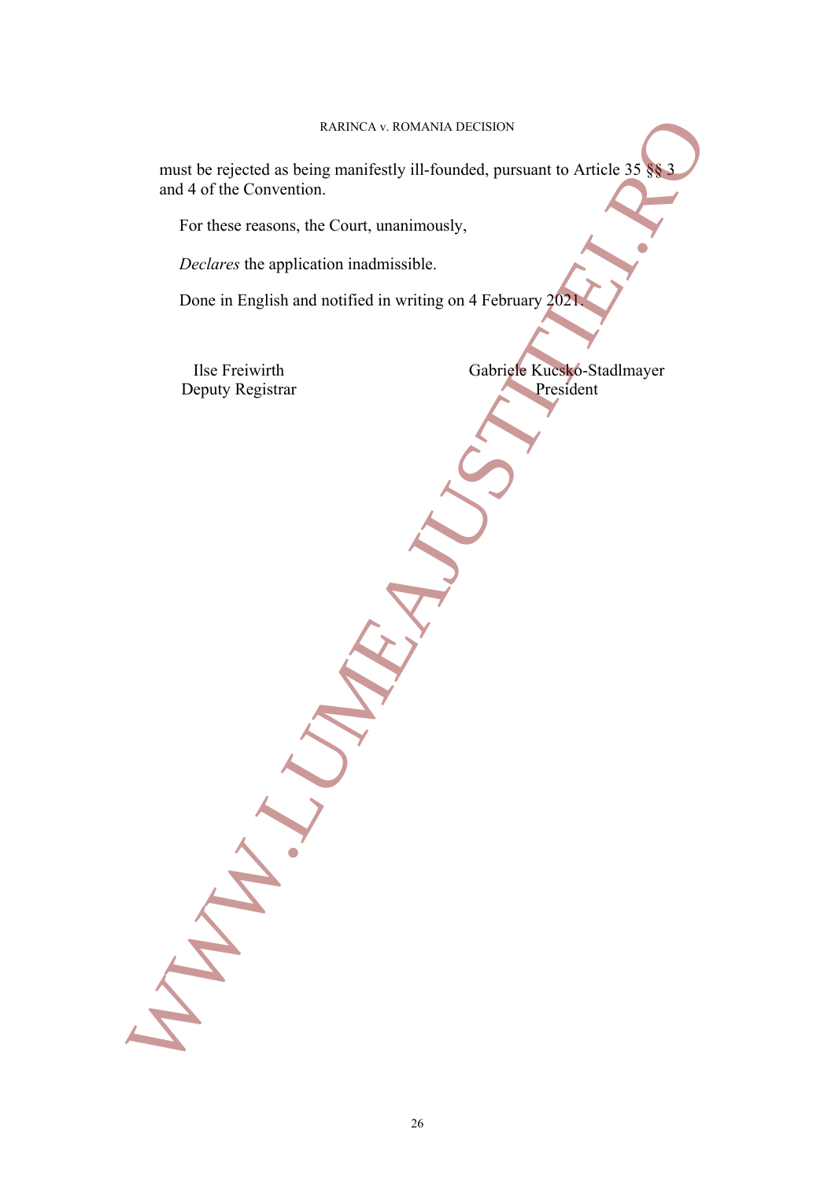must be rejected as being manifestly ill-founded, pursuant to Article 35 §§ 3 and 4 of the Convention.

For these reasons, the Court, unanimously,

*Declares* the application inadmissible.

Done in English and notified in writing on 4 February 2021.

| | |
|---|---|
| Ilse Freiwirth<br>Deputy Registrar | Gabriele Kucsko-Stadlmayer<br>President |